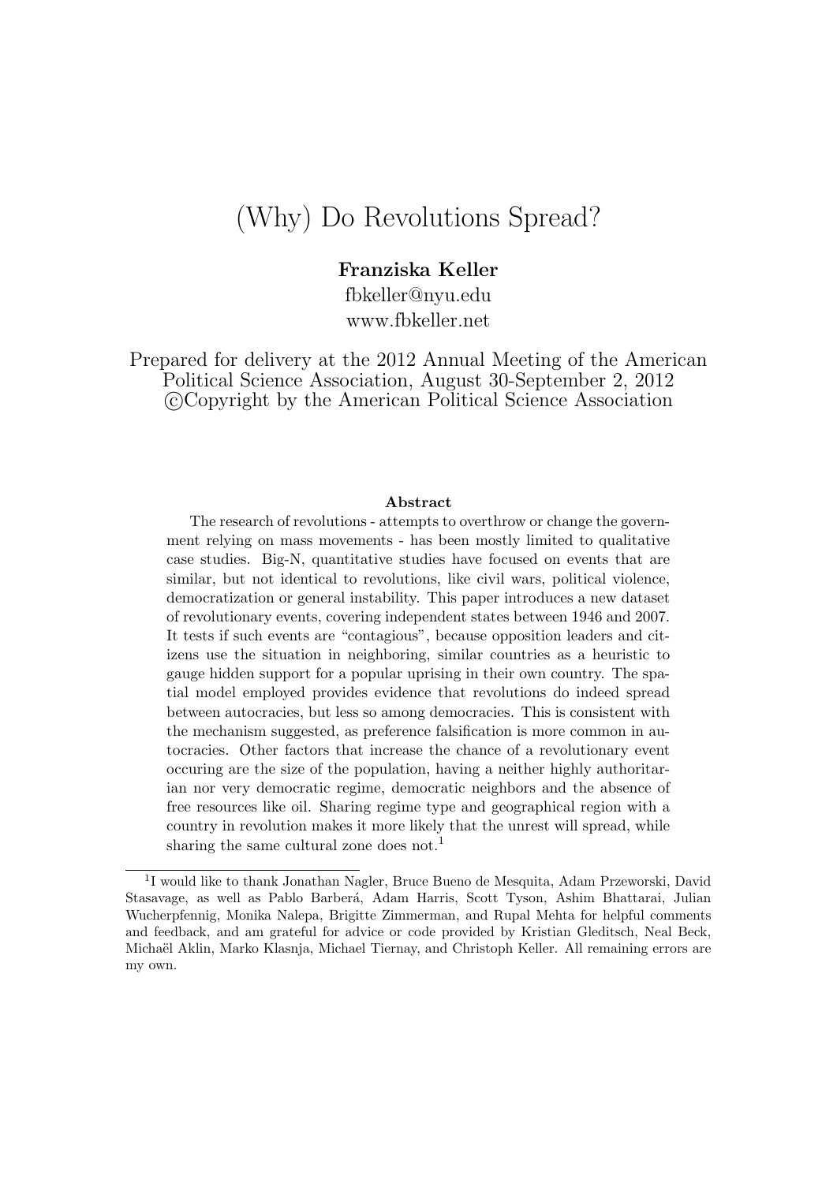# (Why) Do Revolutions Spread?

**Franziska Keller**

fbkeller@nyu.edu

www.fbkeller.net

Prepared for delivery at the 2012 Annual Meeting of the American Political Science Association, August 30-September 2, 2012
©Copyright by the American Political Science Association

**Abstract**

The research of revolutions - attempts to overthrow or change the government relying on mass movements - has been mostly limited to qualitative case studies. Big-N, quantitative studies have focused on events that are similar, but not identical to revolutions, like civil wars, political violence, democratization or general instability. This paper introduces a new dataset of revolutionary events, covering independent states between 1946 and 2007. It tests if such events are "contagious", because opposition leaders and citizens use the situation in neighboring, similar countries as a heuristic to gauge hidden support for a popular uprising in their own country. The spatial model employed provides evidence that revolutions do indeed spread between autocracies, but less so among democracies. This is consistent with the mechanism suggested, as preference falsification is more common in autocracies. Other factors that increase the chance of a revolutionary event occuring are the size of the population, having a neither highly authoritarian nor very democratic regime, democratic neighbors and the absence of free resources like oil. Sharing regime type and geographical region with a country in revolution makes it more likely that the unrest will spread, while sharing the same cultural zone does not.[1]

[1] I would like to thank Jonathan Nagler, Bruce Bueno de Mesquita, Adam Przeworski, David Stasavage, as well as Pablo Barberá, Adam Harris, Scott Tyson, Ashim Bhattarai, Julian Wucherpfennig, Monika Nalepa, Brigitte Zimmerman, and Rupal Mehta for helpful comments and feedback, and am grateful for advice or code provided by Kristian Gleditsch, Neal Beck, Michaël Aklin, Marko Klasnja, Michael Tiernay, and Christoph Keller. All remaining errors are my own.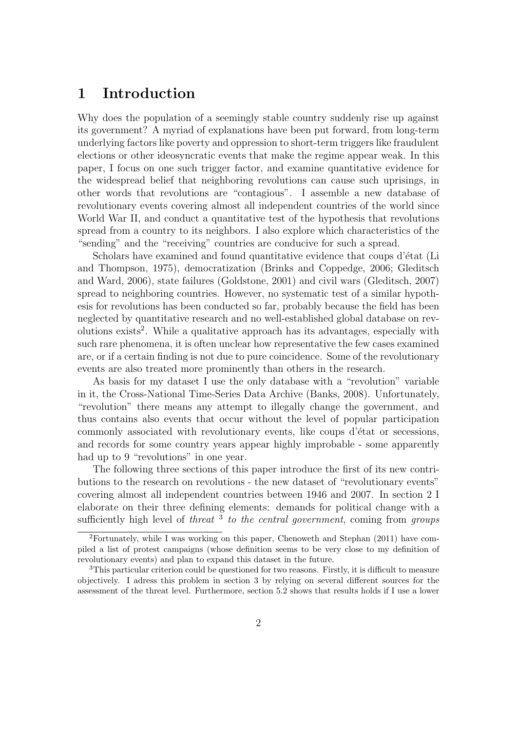# 1 Introduction

Why does the population of a seemingly stable country suddenly rise up against its government? A myriad of explanations have been put forward, from long-term underlying factors like poverty and oppression to short-term triggers like fraudulent elections or other ideosyncratic events that make the regime appear weak. In this paper, I focus on one such trigger factor, and examine quantitative evidence for the widespread belief that neighboring revolutions can cause such uprisings, in other words that revolutions are "contagious". I assemble a new database of revolutionary events covering almost all independent countries of the world since World War II, and conduct a quantitative test of the hypothesis that revolutions spread from a country to its neighbors. I also explore which characteristics of the "sending" and the "receiving" countries are conducive for such a spread.

Scholars have examined and found quantitative evidence that coups d'état (Li and Thompson, 1975), democratization (Brinks and Coppedge, 2006; Gleditsch and Ward, 2006), state failures (Goldstone, 2001) and civil wars (Gleditsch, 2007) spread to neighboring countries. However, no systematic test of a similar hypothesis for revolutions has been conducted so far, probably because the field has been neglected by quantitative research and no well-established global database on revolutions exists[2]. While a qualitative approach has its advantages, especially with such rare phenomena, it is often unclear how representative the few cases examined are, or if a certain finding is not due to pure coincidence. Some of the revolutionary events are also treated more prominently than others in the research.

As basis for my dataset I use the only database with a "revolution" variable in it, the Cross-National Time-Series Data Archive (Banks, 2008). Unfortunately, "revolution" there means any attempt to illegally change the government, and thus contains also events that occur without the level of popular participation commonly associated with revolutionary events, like coups d'état or secessions, and records for some country years appear highly improbable - some apparently had up to 9 "revolutions" in one year.

The following three sections of this paper introduce the first of its new contributions to the research on revolutions - the new dataset of "revolutionary events" covering almost all independent countries between 1946 and 2007. In section 2 I elaborate on their three defining elements: demands for political change with a sufficiently high level of *threat* [3] *to the central government*, coming from *groups*

[2] Fortunately, while I was working on this paper, Chenoweth and Stephan (2011) have compiled a list of protest campaigns (whose definition seems to be very close to my definition of revolutionary events) and plan to expand this dataset in the future.

[3] This particular criterion could be questioned for two reasons. Firstly, it is difficult to measure objectively. I adress this problem in section 3 by relying on several different sources for the assessment of the threat level. Furthermore, section 5.2 shows that results holds if I use a lower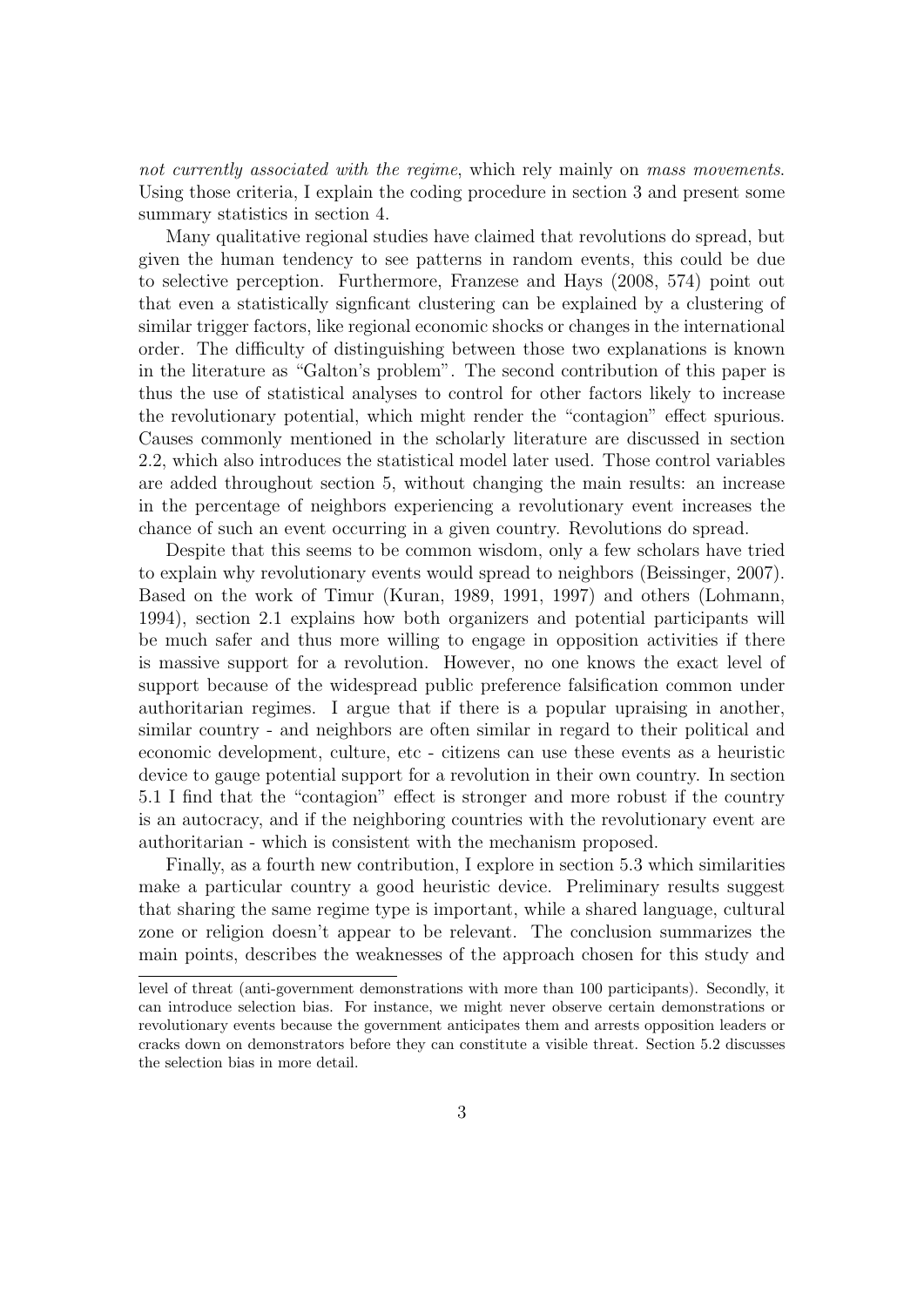*not currently associated with the regime*, which rely mainly on *mass movements*. Using those criteria, I explain the coding procedure in section 3 and present some summary statistics in section 4.

Many qualitative regional studies have claimed that revolutions do spread, but given the human tendency to see patterns in random events, this could be due to selective perception. Furthermore, Franzese and Hays (2008, 574) point out that even a statistically signficant clustering can be explained by a clustering of similar trigger factors, like regional economic shocks or changes in the international order. The difficulty of distinguishing between those two explanations is known in the literature as "Galton's problem". The second contribution of this paper is thus the use of statistical analyses to control for other factors likely to increase the revolutionary potential, which might render the "contagion" effect spurious. Causes commonly mentioned in the scholarly literature are discussed in section 2.2, which also introduces the statistical model later used. Those control variables are added throughout section 5, without changing the main results: an increase in the percentage of neighbors experiencing a revolutionary event increases the chance of such an event occurring in a given country. Revolutions do spread.

Despite that this seems to be common wisdom, only a few scholars have tried to explain why revolutionary events would spread to neighbors (Beissinger, 2007). Based on the work of Timur (Kuran, 1989, 1991, 1997) and others (Lohmann, 1994), section 2.1 explains how both organizers and potential participants will be much safer and thus more willing to engage in opposition activities if there is massive support for a revolution. However, no one knows the exact level of support because of the widespread public preference falsification common under authoritarian regimes. I argue that if there is a popular upraising in another, similar country - and neighbors are often similar in regard to their political and economic development, culture, etc - citizens can use these events as a heuristic device to gauge potential support for a revolution in their own country. In section 5.1 I find that the "contagion" effect is stronger and more robust if the country is an autocracy, and if the neighboring countries with the revolutionary event are authoritarian - which is consistent with the mechanism proposed.

Finally, as a fourth new contribution, I explore in section 5.3 which similarities make a particular country a good heuristic device. Preliminary results suggest that sharing the same regime type is important, while a shared language, cultural zone or religion doesn't appear to be relevant. The conclusion summarizes the main points, describes the weaknesses of the approach chosen for this study and

---

level of threat (anti-government demonstrations with more than 100 participants). Secondly, it can introduce selection bias. For instance, we might never observe certain demonstrations or revolutionary events because the government anticipates them and arrests opposition leaders or cracks down on demonstrators before they can constitute a visible threat. Section 5.2 discusses the selection bias in more detail.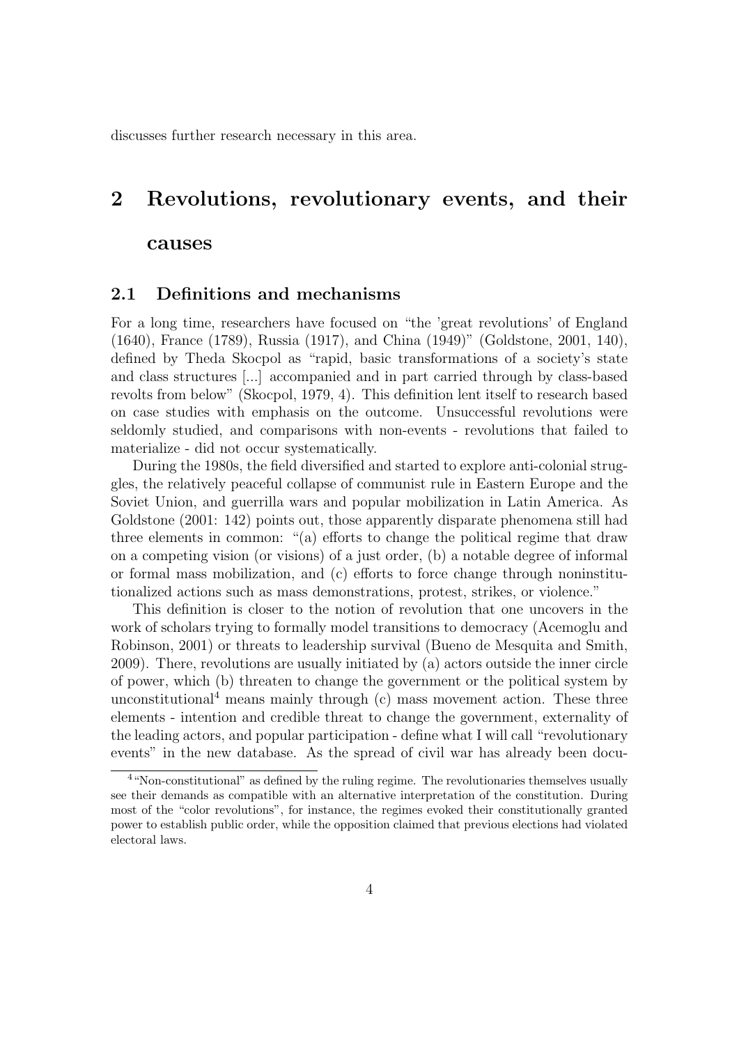discusses further research necessary in this area.

# 2 Revolutions, revolutionary events, and their causes

## 2.1 Definitions and mechanisms

For a long time, researchers have focused on "the 'great revolutions' of England (1640), France (1789), Russia (1917), and China (1949)" (Goldstone, 2001, 140), defined by Theda Skocpol as "rapid, basic transformations of a society's state and class structures [...] accompanied and in part carried through by class-based revolts from below" (Skocpol, 1979, 4). This definition lent itself to research based on case studies with emphasis on the outcome. Unsuccessful revolutions were seldomly studied, and comparisons with non-events - revolutions that failed to materialize - did not occur systematically.

During the 1980s, the field diversified and started to explore anti-colonial struggles, the relatively peaceful collapse of communist rule in Eastern Europe and the Soviet Union, and guerrilla wars and popular mobilization in Latin America. As Goldstone (2001: 142) points out, those apparently disparate phenomena still had three elements in common: "(a) efforts to change the political regime that draw on a competing vision (or visions) of a just order, (b) a notable degree of informal or formal mass mobilization, and (c) efforts to force change through noninstitutionalized actions such as mass demonstrations, protest, strikes, or violence."

This definition is closer to the notion of revolution that one uncovers in the work of scholars trying to formally model transitions to democracy (Acemoglu and Robinson, 2001) or threats to leadership survival (Bueno de Mesquita and Smith, 2009). There, revolutions are usually initiated by (a) actors outside the inner circle of power, which (b) threaten to change the government or the political system by unconstitutional[4] means mainly through (c) mass movement action. These three elements - intention and credible threat to change the government, externality of the leading actors, and popular participation - define what I will call "revolutionary events" in the new database. As the spread of civil war has already been docu-

[4] "Non-constitutional" as defined by the ruling regime. The revolutionaries themselves usually see their demands as compatible with an alternative interpretation of the constitution. During most of the "color revolutions", for instance, the regimes evoked their constitutionally granted power to establish public order, while the opposition claimed that previous elections had violated electoral laws.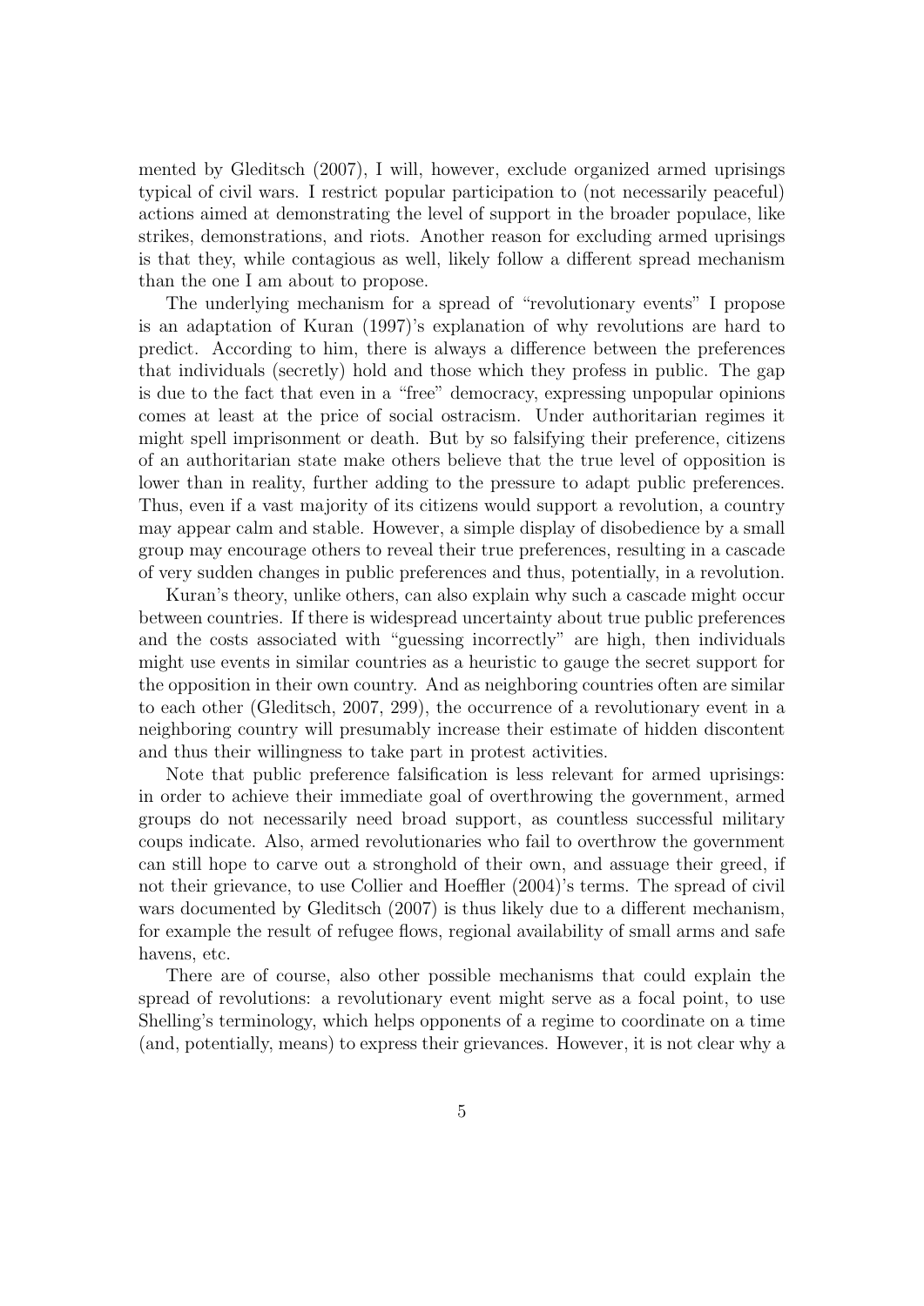mented by Gleditsch (2007), I will, however, exclude organized armed uprisings typical of civil wars. I restrict popular participation to (not necessarily peaceful) actions aimed at demonstrating the level of support in the broader populace, like strikes, demonstrations, and riots. Another reason for excluding armed uprisings is that they, while contagious as well, likely follow a different spread mechanism than the one I am about to propose.

The underlying mechanism for a spread of "revolutionary events" I propose is an adaptation of Kuran (1997)'s explanation of why revolutions are hard to predict. According to him, there is always a difference between the preferences that individuals (secretly) hold and those which they profess in public. The gap is due to the fact that even in a "free" democracy, expressing unpopular opinions comes at least at the price of social ostracism. Under authoritarian regimes it might spell imprisonment or death. But by so falsifying their preference, citizens of an authoritarian state make others believe that the true level of opposition is lower than in reality, further adding to the pressure to adapt public preferences. Thus, even if a vast majority of its citizens would support a revolution, a country may appear calm and stable. However, a simple display of disobedience by a small group may encourage others to reveal their true preferences, resulting in a cascade of very sudden changes in public preferences and thus, potentially, in a revolution.

Kuran's theory, unlike others, can also explain why such a cascade might occur between countries. If there is widespread uncertainty about true public preferences and the costs associated with "guessing incorrectly" are high, then individuals might use events in similar countries as a heuristic to gauge the secret support for the opposition in their own country. And as neighboring countries often are similar to each other (Gleditsch, 2007, 299), the occurrence of a revolutionary event in a neighboring country will presumably increase their estimate of hidden discontent and thus their willingness to take part in protest activities.

Note that public preference falsification is less relevant for armed uprisings: in order to achieve their immediate goal of overthrowing the government, armed groups do not necessarily need broad support, as countless successful military coups indicate. Also, armed revolutionaries who fail to overthrow the government can still hope to carve out a stronghold of their own, and assuage their greed, if not their grievance, to use Collier and Hoeffler (2004)'s terms. The spread of civil wars documented by Gleditsch (2007) is thus likely due to a different mechanism, for example the result of refugee flows, regional availability of small arms and safe havens, etc.

There are of course, also other possible mechanisms that could explain the spread of revolutions: a revolutionary event might serve as a focal point, to use Shelling's terminology, which helps opponents of a regime to coordinate on a time (and, potentially, means) to express their grievances. However, it is not clear why a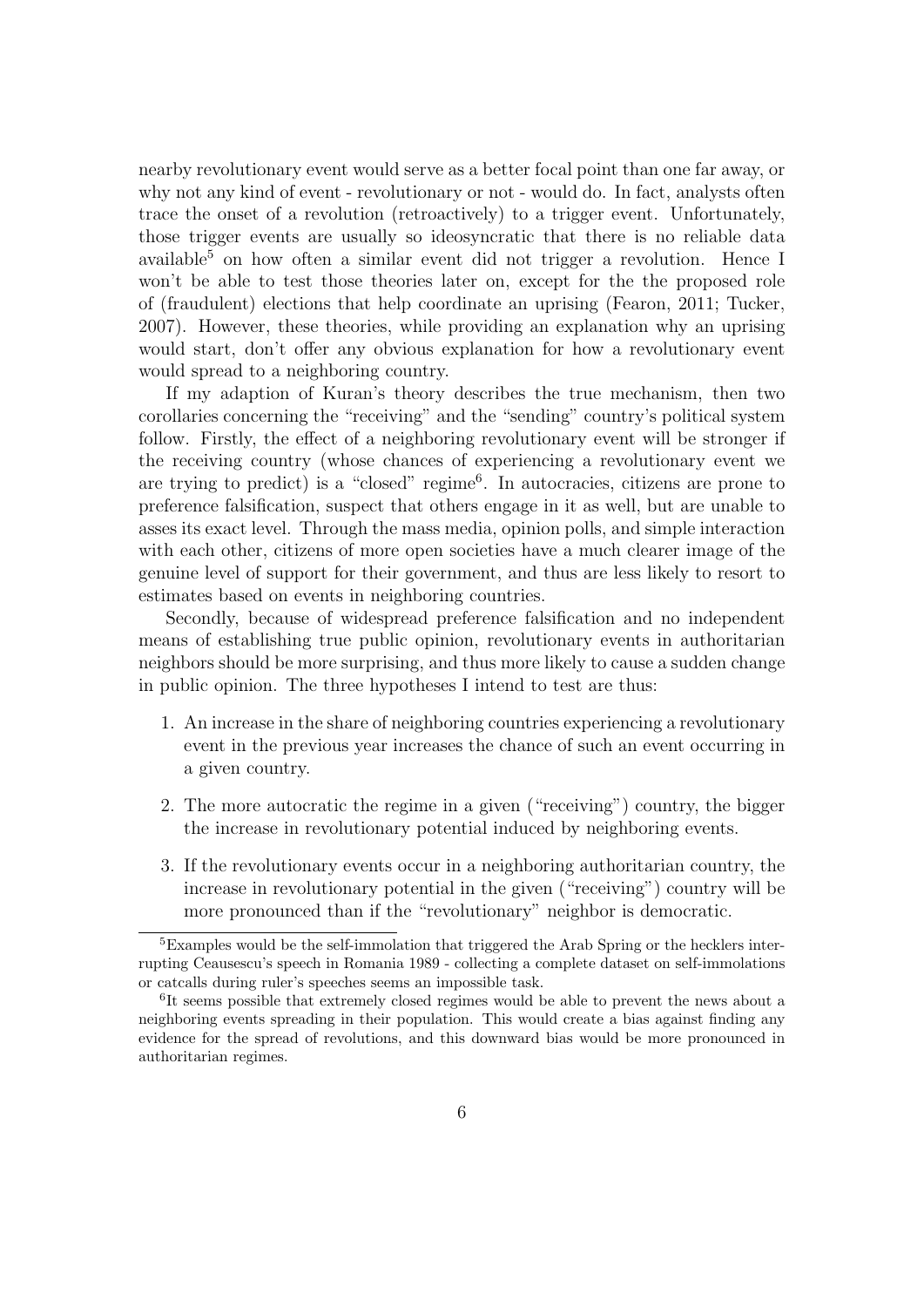nearby revolutionary event would serve as a better focal point than one far away, or why not any kind of event - revolutionary or not - would do. In fact, analysts often trace the onset of a revolution (retroactively) to a trigger event. Unfortunately, those trigger events are usually so ideosyncratic that there is no reliable data available[5] on how often a similar event did not trigger a revolution. Hence I won't be able to test those theories later on, except for the the proposed role of (fraudulent) elections that help coordinate an uprising (Fearon, 2011; Tucker, 2007). However, these theories, while providing an explanation why an uprising would start, don't offer any obvious explanation for how a revolutionary event would spread to a neighboring country.

If my adaption of Kuran's theory describes the true mechanism, then two corollaries concerning the "receiving" and the "sending" country's political system follow. Firstly, the effect of a neighboring revolutionary event will be stronger if the receiving country (whose chances of experiencing a revolutionary event we are trying to predict) is a "closed" regime[6]. In autocracies, citizens are prone to preference falsification, suspect that others engage in it as well, but are unable to asses its exact level. Through the mass media, opinion polls, and simple interaction with each other, citizens of more open societies have a much clearer image of the genuine level of support for their government, and thus are less likely to resort to estimates based on events in neighboring countries.

Secondly, because of widespread preference falsification and no independent means of establishing true public opinion, revolutionary events in authoritarian neighbors should be more surprising, and thus more likely to cause a sudden change in public opinion. The three hypotheses I intend to test are thus:

1. An increase in the share of neighboring countries experiencing a revolutionary event in the previous year increases the chance of such an event occurring in a given country.
2. The more autocratic the regime in a given ("receiving") country, the bigger the increase in revolutionary potential induced by neighboring events.
3. If the revolutionary events occur in a neighboring authoritarian country, the increase in revolutionary potential in the given ("receiving") country will be more pronounced than if the "revolutionary" neighbor is democratic.

[5]Examples would be the self-immolation that triggered the Arab Spring or the hecklers interrupting Ceausescu's speech in Romania 1989 - collecting a complete dataset on self-immolations or catcalls during ruler's speeches seems an impossible task.

[6]It seems possible that extremely closed regimes would be able to prevent the news about a neighboring events spreading in their population. This would create a bias against finding any evidence for the spread of revolutions, and this downward bias would be more pronounced in authoritarian regimes.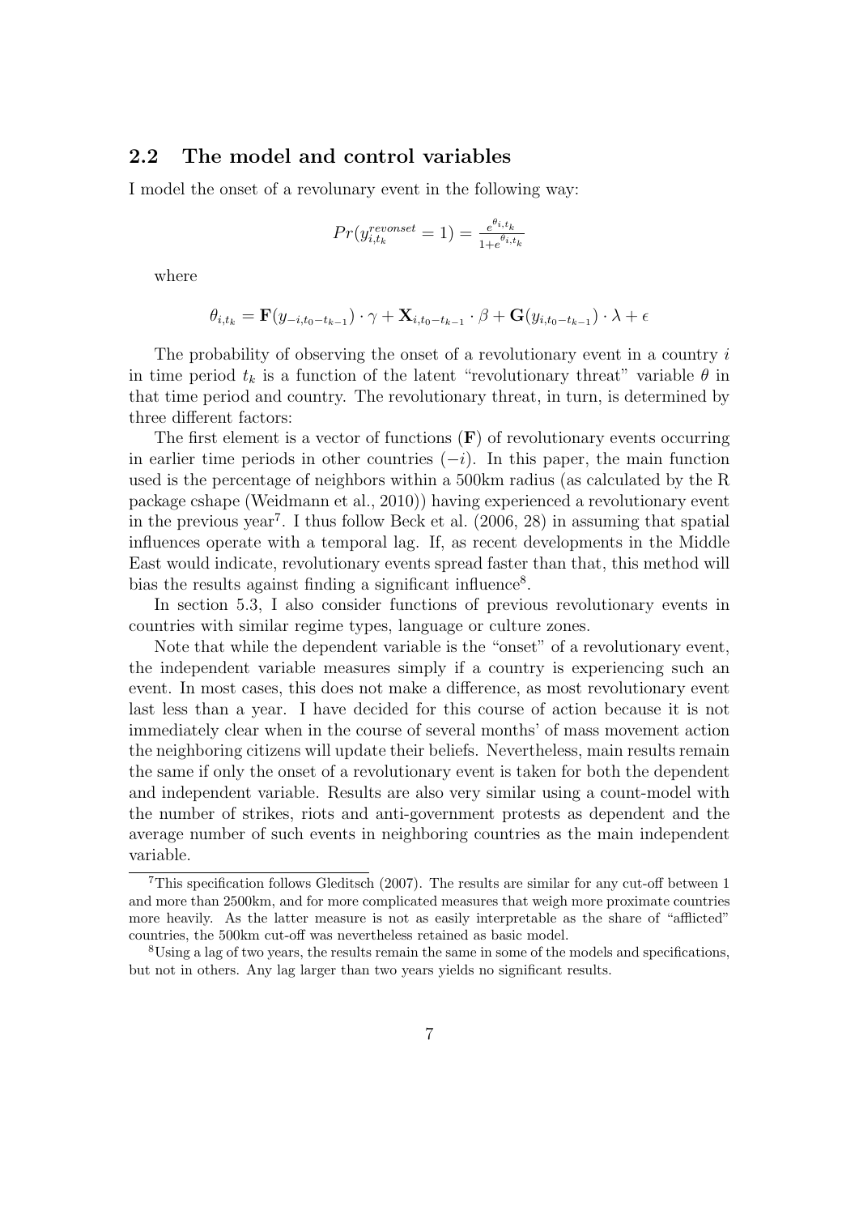## 2.2 The model and control variables

I model the onset of a revolunary event in the following way:

$$Pr(y^{revonset}_{i,t_k} = 1) = \frac{e^{\theta_{i,t_k}}}{1+e^{\theta_{i,t_k}}}$$

where

$$\theta_{i,t_k} = \mathbf{F}(y_{-i,t_0-t_{k-1}}) \cdot \gamma + \mathbf{X}_{i,t_0-t_{k-1}} \cdot \beta + \mathbf{G}(y_{i,t_0-t_{k-1}}) \cdot \lambda + \epsilon$$

The probability of observing the onset of a revolutionary event in a country $i$ in time period $t_k$ is a function of the latent "revolutionary threat" variable $\theta$ in that time period and country. The revolutionary threat, in turn, is determined by three different factors:

The first element is a vector of functions ($\mathbf{F}$) of revolutionary events occurring in earlier time periods in other countries ($-i$). In this paper, the main function used is the percentage of neighbors within a 500km radius (as calculated by the R package cshape (Weidmann et al., 2010)) having experienced a revolutionary event in the previous year[7]. I thus follow Beck et al. (2006, 28) in assuming that spatial influences operate with a temporal lag. If, as recent developments in the Middle East would indicate, revolutionary events spread faster than that, this method will bias the results against finding a significant influence[8].

In section 5.3, I also consider functions of previous revolutionary events in countries with similar regime types, language or culture zones.

Note that while the dependent variable is the "onset" of a revolutionary event, the independent variable measures simply if a country is experiencing such an event. In most cases, this does not make a difference, as most revolutionary event last less than a year. I have decided for this course of action because it is not immediately clear when in the course of several months' of mass movement action the neighboring citizens will update their beliefs. Nevertheless, main results remain the same if only the onset of a revolutionary event is taken for both the dependent and independent variable. Results are also very similar using a count-model with the number of strikes, riots and anti-government protests as dependent and the average number of such events in neighboring countries as the main independent variable.

[7]This specification follows Gleditsch (2007). The results are similar for any cut-off between 1 and more than 2500km, and for more complicated measures that weigh more proximate countries more heavily. As the latter measure is not as easily interpretable as the share of "afflicted" countries, the 500km cut-off was nevertheless retained as basic model.

[8]Using a lag of two years, the results remain the same in some of the models and specifications, but not in others. Any lag larger than two years yields no significant results.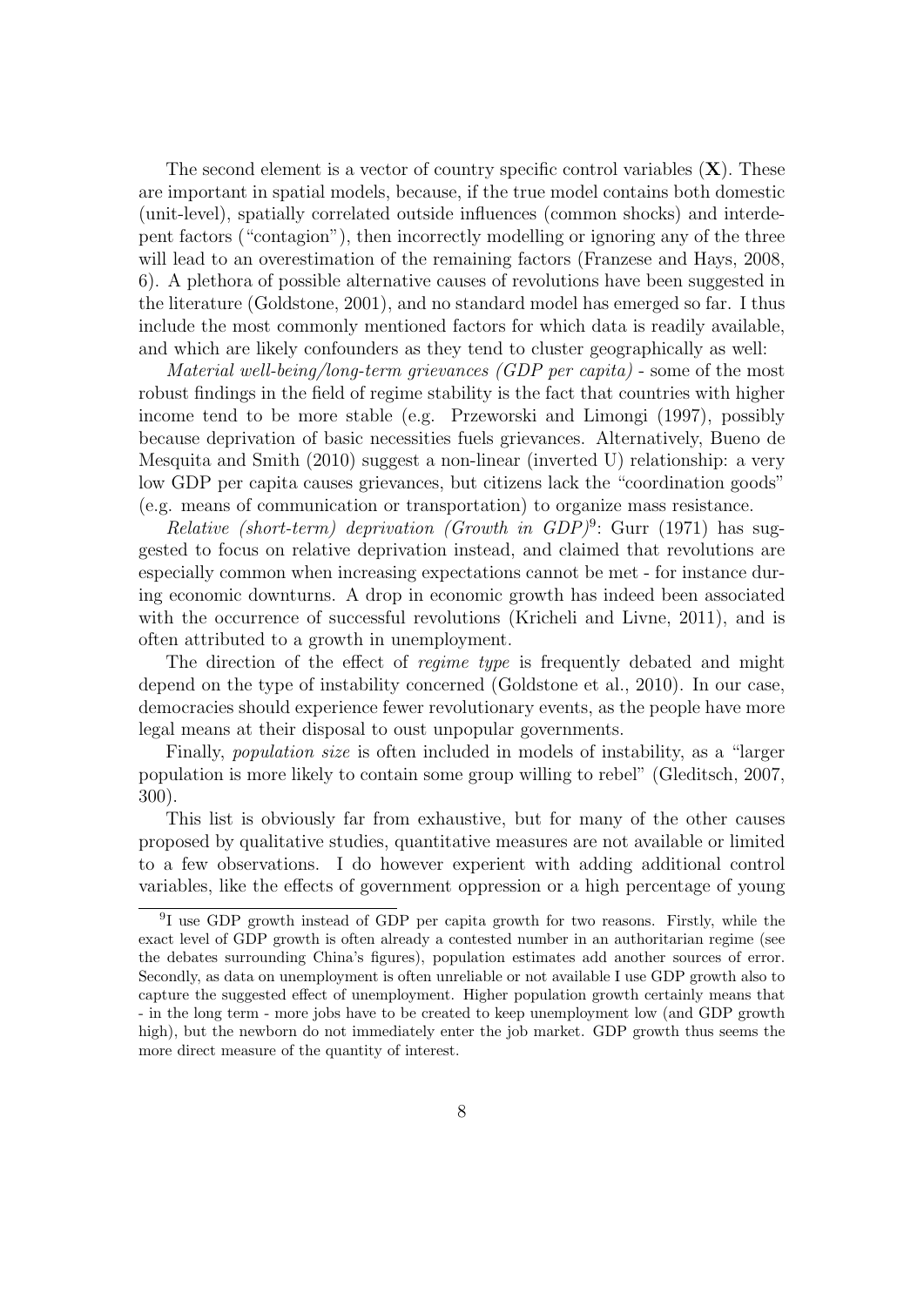The second element is a vector of country specific control variables ($\mathbf{X}$). These are important in spatial models, because, if the true model contains both domestic (unit-level), spatially correlated outside influences (common shocks) and interdepent factors ("contagion"), then incorrectly modelling or ignoring any of the three will lead to an overestimation of the remaining factors (Franzese and Hays, 2008, 6). A plethora of possible alternative causes of revolutions have been suggested in the literature (Goldstone, 2001), and no standard model has emerged so far. I thus include the most commonly mentioned factors for which data is readily available, and which are likely confounders as they tend to cluster geographically as well:

*Material well-being/long-term grievances (GDP per capita)* - some of the most robust findings in the field of regime stability is the fact that countries with higher income tend to be more stable (e.g. Przeworski and Limongi (1997), possibly because deprivation of basic necessities fuels grievances. Alternatively, Bueno de Mesquita and Smith (2010) suggest a non-linear (inverted U) relationship: a very low GDP per capita causes grievances, but citizens lack the "coordination goods" (e.g. means of communication or transportation) to organize mass resistance.

*Relative (short-term) deprivation (Growth in GDP)*[9]: Gurr (1971) has suggested to focus on relative deprivation instead, and claimed that revolutions are especially common when increasing expectations cannot be met - for instance during economic downturns. A drop in economic growth has indeed been associated with the occurrence of successful revolutions (Kricheli and Livne, 2011), and is often attributed to a growth in unemployment.

The direction of the effect of *regime type* is frequently debated and might depend on the type of instability concerned (Goldstone et al., 2010). In our case, democracies should experience fewer revolutionary events, as the people have more legal means at their disposal to oust unpopular governments.

Finally, *population size* is often included in models of instability, as a "larger population is more likely to contain some group willing to rebel" (Gleditsch, 2007, 300).

This list is obviously far from exhaustive, but for many of the other causes proposed by qualitative studies, quantitative measures are not available or limited to a few observations. I do however experient with adding additional control variables, like the effects of government oppression or a high percentage of young

[9]I use GDP growth instead of GDP per capita growth for two reasons. Firstly, while the exact level of GDP growth is often already a contested number in an authoritarian regime (see the debates surrounding China's figures), population estimates add another sources of error. Secondly, as data on unemployment is often unreliable or not available I use GDP growth also to capture the suggested effect of unemployment. Higher population growth certainly means that - in the long term - more jobs have to be created to keep unemployment low (and GDP growth high), but the newborn do not immediately enter the job market. GDP growth thus seems the more direct measure of the quantity of interest.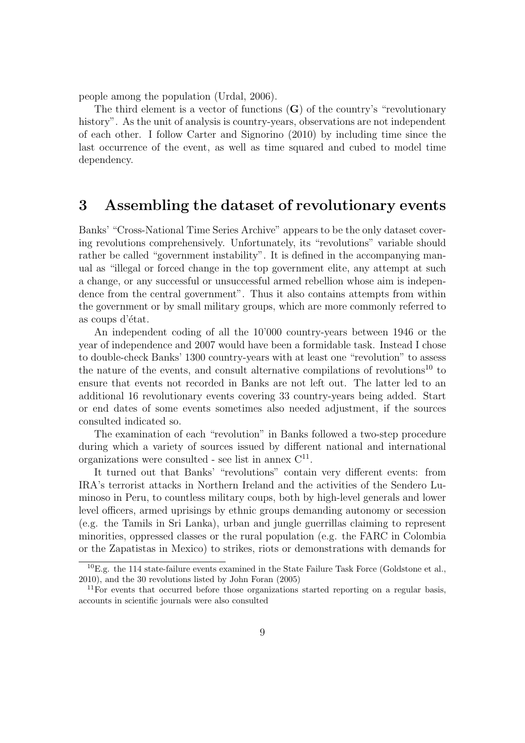people among the population (Urdal, 2006).

The third element is a vector of functions (**G**) of the country's "revolutionary history". As the unit of analysis is country-years, observations are not independent of each other. I follow Carter and Signorino (2010) by including time since the last occurrence of the event, as well as time squared and cubed to model time dependency.

## 3 Assembling the dataset of revolutionary events

Banks' "Cross-National Time Series Archive" appears to be the only dataset covering revolutions comprehensively. Unfortunately, its "revolutions" variable should rather be called "government instability". It is defined in the accompanying manual as "illegal or forced change in the top government elite, any attempt at such a change, or any successful or unsuccessful armed rebellion whose aim is independence from the central government". Thus it also contains attempts from within the government or by small military groups, which are more commonly referred to as coups d'état.

An independent coding of all the 10'000 country-years between 1946 or the year of independence and 2007 would have been a formidable task. Instead I chose to double-check Banks' 1300 country-years with at least one "revolution" to assess the nature of the events, and consult alternative compilations of revolutions[10] to ensure that events not recorded in Banks are not left out. The latter led to an additional 16 revolutionary events covering 33 country-years being added. Start or end dates of some events sometimes also needed adjustment, if the sources consulted indicated so.

The examination of each "revolution" in Banks followed a two-step procedure during which a variety of sources issued by different national and international organizations were consulted - see list in annex C[11].

It turned out that Banks' "revolutions" contain very different events: from IRA's terrorist attacks in Northern Ireland and the activities of the Sendero Luminoso in Peru, to countless military coups, both by high-level generals and lower level officers, armed uprisings by ethnic groups demanding autonomy or secession (e.g. the Tamils in Sri Lanka), urban and jungle guerrillas claiming to represent minorities, oppressed classes or the rural population (e.g. the FARC in Colombia or the Zapatistas in Mexico) to strikes, riots or demonstrations with demands for

[10] E.g. the 114 state-failure events examined in the State Failure Task Force (Goldstone et al., 2010), and the 30 revolutions listed by John Foran (2005)

[11] For events that occurred before those organizations started reporting on a regular basis, accounts in scientific journals were also consulted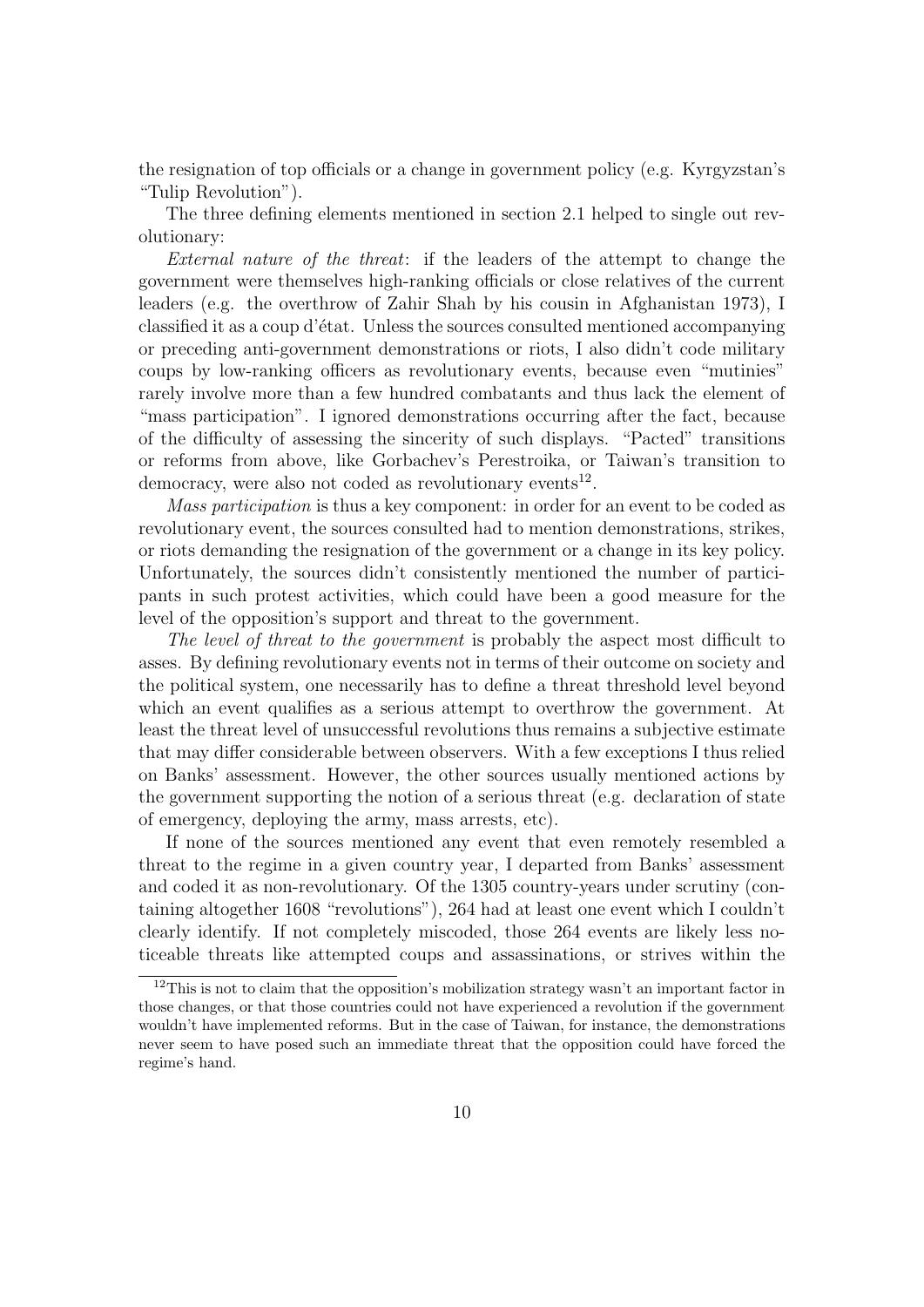the resignation of top officials or a change in government policy (e.g. Kyrgyzstan's "Tulip Revolution").

The three defining elements mentioned in section 2.1 helped to single out revolutionary:

*External nature of the threat*: if the leaders of the attempt to change the government were themselves high-ranking officials or close relatives of the current leaders (e.g. the overthrow of Zahir Shah by his cousin in Afghanistan 1973), I classified it as a coup d'état. Unless the sources consulted mentioned accompanying or preceding anti-government demonstrations or riots, I also didn't code military coups by low-ranking officers as revolutionary events, because even "mutinies" rarely involve more than a few hundred combatants and thus lack the element of "mass participation". I ignored demonstrations occurring after the fact, because of the difficulty of assessing the sincerity of such displays. "Pacted" transitions or reforms from above, like Gorbachev's Perestroika, or Taiwan's transition to democracy, were also not coded as revolutionary events[12].

*Mass participation* is thus a key component: in order for an event to be coded as revolutionary event, the sources consulted had to mention demonstrations, strikes, or riots demanding the resignation of the government or a change in its key policy. Unfortunately, the sources didn't consistently mentioned the number of participants in such protest activities, which could have been a good measure for the level of the opposition's support and threat to the government.

*The level of threat to the government* is probably the aspect most difficult to asses. By defining revolutionary events not in terms of their outcome on society and the political system, one necessarily has to define a threat threshold level beyond which an event qualifies as a serious attempt to overthrow the government. At least the threat level of unsuccessful revolutions thus remains a subjective estimate that may differ considerable between observers. With a few exceptions I thus relied on Banks' assessment. However, the other sources usually mentioned actions by the government supporting the notion of a serious threat (e.g. declaration of state of emergency, deploying the army, mass arrests, etc).

If none of the sources mentioned any event that even remotely resembled a threat to the regime in a given country year, I departed from Banks' assessment and coded it as non-revolutionary. Of the 1305 country-years under scrutiny (containing altogether 1608 "revolutions"), 264 had at least one event which I couldn't clearly identify. If not completely miscoded, those 264 events are likely less noticeable threats like attempted coups and assassinations, or strives within the

[12] This is not to claim that the opposition's mobilization strategy wasn't an important factor in those changes, or that those countries could not have experienced a revolution if the government wouldn't have implemented reforms. But in the case of Taiwan, for instance, the demonstrations never seem to have posed such an immediate threat that the opposition could have forced the regime's hand.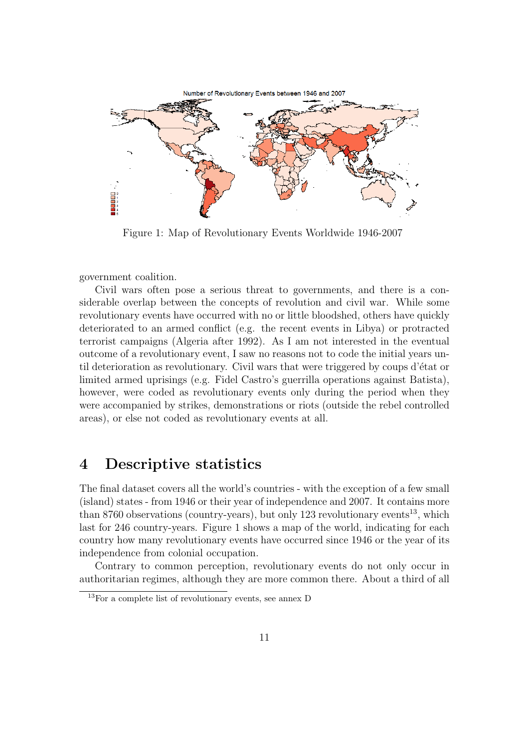Figure 1: Map of Revolutionary Events Worldwide 1946-2007

government coalition.

Civil wars often pose a serious threat to governments, and there is a considerable overlap between the concepts of revolution and civil war. While some revolutionary events have occurred with no or little bloodshed, others have quickly deteriorated to an armed conflict (e.g. the recent events in Libya) or protracted terrorist campaigns (Algeria after 1992). As I am not interested in the eventual outcome of a revolutionary event, I saw no reasons not to code the initial years until deterioration as revolutionary. Civil wars that were triggered by coups d'état or limited armed uprisings (e.g. Fidel Castro's guerrilla operations against Batista), however, were coded as revolutionary events only during the period when they were accompanied by strikes, demonstrations or riots (outside the rebel controlled areas), or else not coded as revolutionary events at all.

# 4 Descriptive statistics

The final dataset covers all the world's countries - with the exception of a few small (island) states - from 1946 or their year of independence and 2007. It contains more than 8760 observations (country-years), but only 123 revolutionary events[13], which last for 246 country-years. Figure 1 shows a map of the world, indicating for each country how many revolutionary events have occurred since 1946 or the year of its independence from colonial occupation.

Contrary to common perception, revolutionary events do not only occur in authoritarian regimes, although they are more common there. About a third of all

[13]For a complete list of revolutionary events, see annex D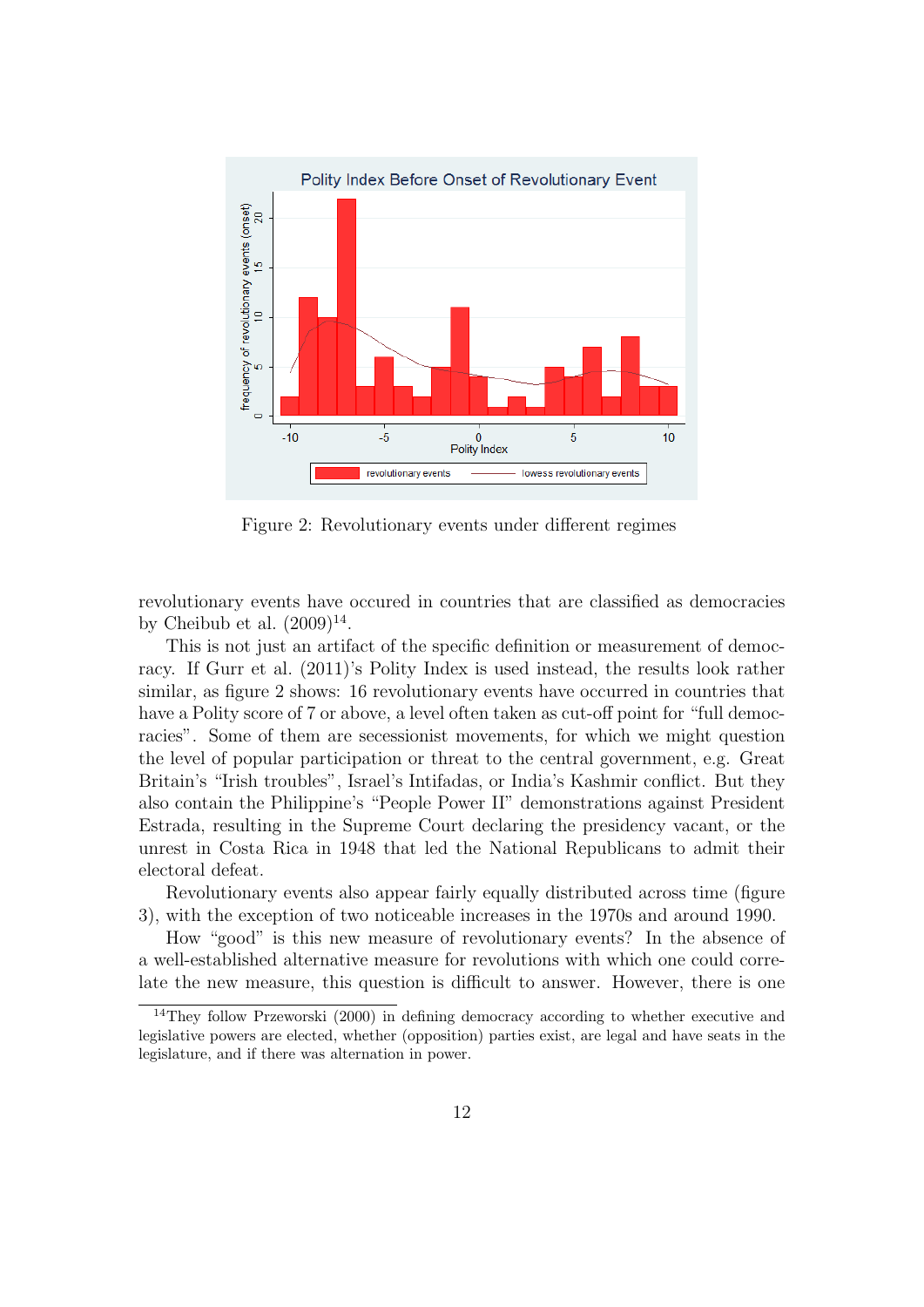Figure 2: Revolutionary events under different regimes

revolutionary events have occured in countries that are classified as democracies by Cheibub et al. (2009)[14].

This is not just an artifact of the specific definition or measurement of democracy. If Gurr et al. (2011)'s Polity Index is used instead, the results look rather similar, as figure 2 shows: 16 revolutionary events have occurred in countries that have a Polity score of 7 or above, a level often taken as cut-off point for "full democracies". Some of them are secessionist movements, for which we might question the level of popular participation or threat to the central government, e.g. Great Britain's "Irish troubles", Israel's Intifadas, or India's Kashmir conflict. But they also contain the Philippine's "People Power II" demonstrations against President Estrada, resulting in the Supreme Court declaring the presidency vacant, or the unrest in Costa Rica in 1948 that led the National Republicans to admit their electoral defeat.

Revolutionary events also appear fairly equally distributed across time (figure 3), with the exception of two noticeable increases in the 1970s and around 1990.

How "good" is this new measure of revolutionary events? In the absence of a well-established alternative measure for revolutions with which one could correlate the new measure, this question is difficult to answer. However, there is one

[14] They follow Przeworski (2000) in defining democracy according to whether executive and legislative powers are elected, whether (opposition) parties exist, are legal and have seats in the legislature, and if there was alternation in power.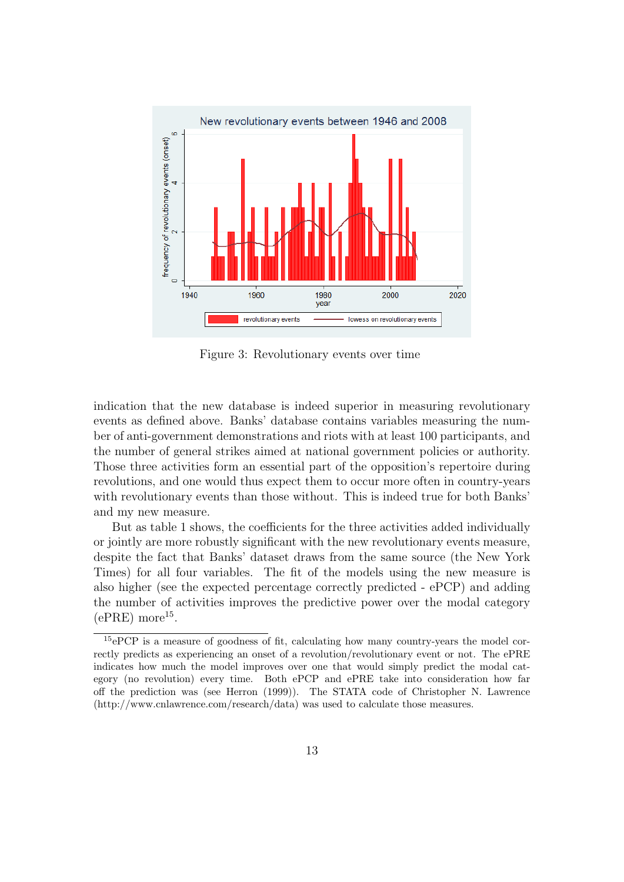Figure 3: Revolutionary events over time

indication that the new database is indeed superior in measuring revolutionary events as defined above. Banks' database contains variables measuring the number of anti-government demonstrations and riots with at least 100 participants, and the number of general strikes aimed at national government policies or authority. Those three activities form an essential part of the opposition's repertoire during revolutions, and one would thus expect them to occur more often in country-years with revolutionary events than those without. This is indeed true for both Banks' and my new measure.

But as table 1 shows, the coefficients for the three activities added individually or jointly are more robustly significant with the new revolutionary events measure, despite the fact that Banks' dataset draws from the same source (the New York Times) for all four variables. The fit of the models using the new measure is also higher (see the expected percentage correctly predicted - ePCP) and adding the number of activities improves the predictive power over the modal category (ePRE) more[15].

[15] ePCP is a measure of goodness of fit, calculating how many country-years the model correctly predicts as experiencing an onset of a revolution/revolutionary event or not. The ePRE indicates how much the model improves over one that would simply predict the modal category (no revolution) every time. Both ePCP and ePRE take into consideration how far off the prediction was (see Herron (1999)). The STATA code of Christopher N. Lawrence (http://www.cnlawrence.com/research/data) was used to calculate those measures.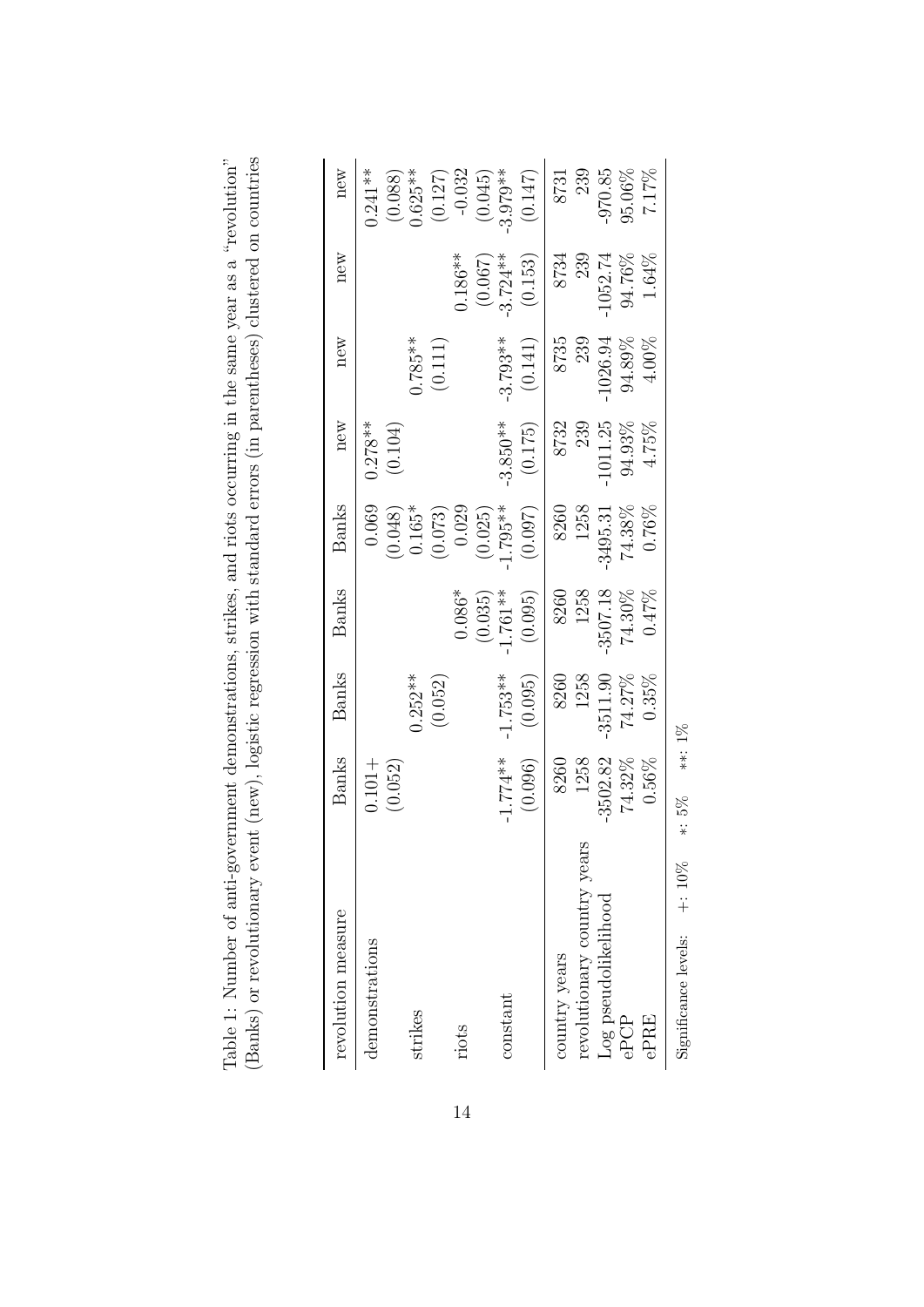Table 1: Number of anti-government demonstrations, strikes, and riots occurring in the same year as a "revolution" (Banks) or revolutionary event (new), logistic regression with standard errors (in parentheses) clustered on countries

| revolution measure | Banks | Banks | Banks | Banks | new | new | new | new |
|---|---|---|---|---|---|---|---|---|
| demonstrations | 0.101+ | | | 0.069 | 0.278** | | | 0.241** |
| | (0.052) | | | (0.048) | (0.104) | | | (0.088) |
| strikes | | 0.252** | | 0.165* | | 0.785** | | 0.625** |
| | | (0.052) | | (0.073) | | (0.111) | | (0.127) |
| riots | | | 0.086* | 0.029 | | | 0.186** | -0.032 |
| | | | (0.035) | (0.025) | | | (0.067) | (0.045) |
| constant | -1.774** | -1.753** | -1.761** | -1.795** | -3.850** | -3.793** | -3.724** | -3.979** |
| | (0.096) | (0.095) | (0.095) | (0.097) | (0.175) | (0.141) | (0.153) | (0.147) |
| country years | 8260 | 8260 | 8260 | 8260 | 8732 | 8735 | 8734 | 8731 |
| revolutionary country years | 1258 | 1258 | 1258 | 1258 | 239 | 239 | 239 | 239 |
| Log pseudolikelihood | -3502.82 | -3511.90 | -3507.18 | -3495.31 | -1011.25 | -1026.94 | -1052.74 | -970.85 |
| ePCP | 74.32% | 74.27% | 74.30% | 74.38% | 94.93% | 94.89% | 94.76% | 95.06% |
| ePRE | 0.56% | 0.35% | 0.47% | 0.76% | 4.75% | 4.00% | 1.64% | 7.17% |

Significance levels: +: 10% *: 5% **: 1%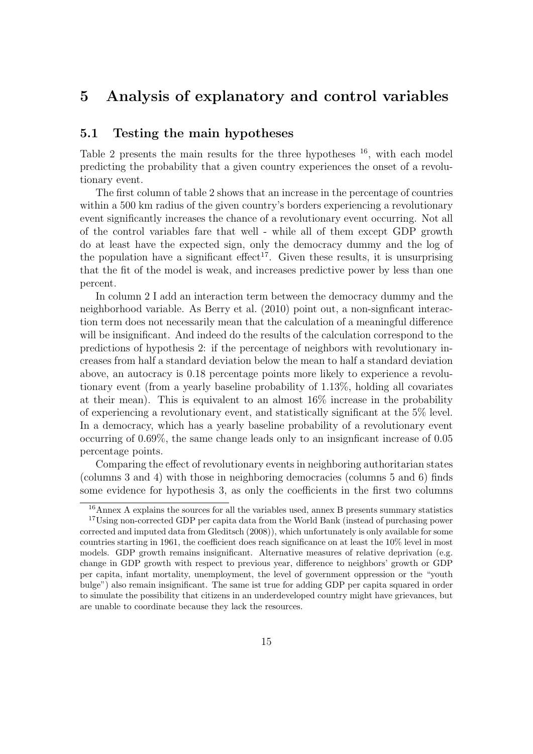# 5 Analysis of explanatory and control variables

## 5.1 Testing the main hypotheses

Table 2 presents the main results for the three hypotheses [16], with each model predicting the probability that a given country experiences the onset of a revolutionary event.

The first column of table 2 shows that an increase in the percentage of countries within a 500 km radius of the given country's borders experiencing a revolutionary event significantly increases the chance of a revolutionary event occurring. Not all of the control variables fare that well - while all of them except GDP growth do at least have the expected sign, only the democracy dummy and the log of the population have a significant effect[17]. Given these results, it is unsurprising that the fit of the model is weak, and increases predictive power by less than one percent.

In column 2 I add an interaction term between the democracy dummy and the neighborhood variable. As Berry et al. (2010) point out, a non-signficant interaction term does not necessarily mean that the calculation of a meaningful difference will be insignificant. And indeed do the results of the calculation correspond to the predictions of hypothesis 2: if the percentage of neighbors with revolutionary increases from half a standard deviation below the mean to half a standard deviation above, an autocracy is 0.18 percentage points more likely to experience a revolutionary event (from a yearly baseline probability of 1.13%, holding all covariates at their mean). This is equivalent to an almost 16% increase in the probability of experiencing a revolutionary event, and statistically significant at the 5% level. In a democracy, which has a yearly baseline probability of a revolutionary event occurring of 0.69%, the same change leads only to an insignficant increase of 0.05 percentage points.

Comparing the effect of revolutionary events in neighboring authoritarian states (columns 3 and 4) with those in neighboring democracies (columns 5 and 6) finds some evidence for hypothesis 3, as only the coefficients in the first two columns

---

[16] Annex A explains the sources for all the variables used, annex B presents summary statistics

[17] Using non-corrected GDP per capita data from the World Bank (instead of purchasing power corrected and imputed data from Gleditsch (2008)), which unfortunately is only available for some countries starting in 1961, the coefficient does reach significance on at least the 10% level in most models. GDP growth remains insignificant. Alternative measures of relative deprivation (e.g. change in GDP growth with respect to previous year, difference to neighbors' growth or GDP per capita, infant mortality, unemployment, the level of government oppression or the "youth bulge") also remain insignificant. The same ist true for adding GDP per capita squared in order to simulate the possibility that citizens in an underdeveloped country might have grievances, but are unable to coordinate because they lack the resources.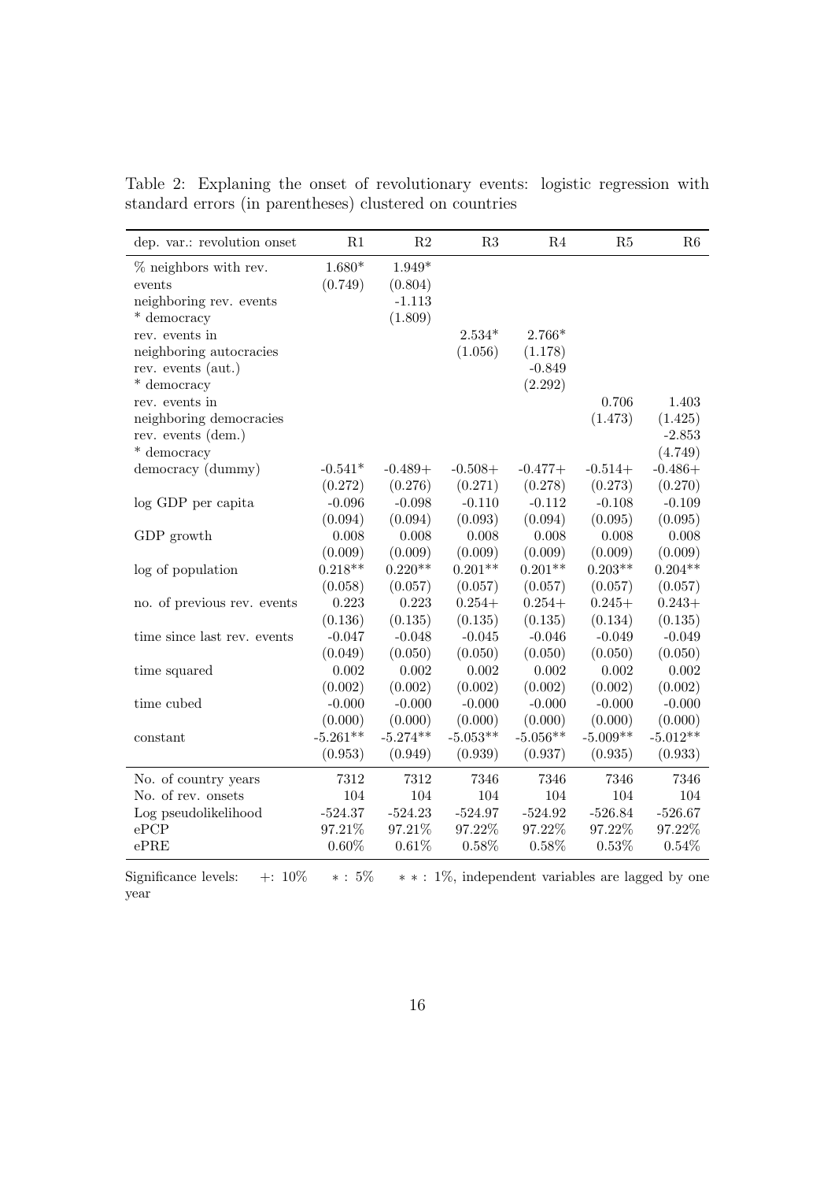Table 2: Explaning the onset of revolutionary events: logistic regression with standard errors (in parentheses) clustered on countries

| dep. var.: revolution onset | R1 | R2 | R3 | R4 | R5 | R6 |
|---|---|---|---|---|---|---|
| % neighbors with rev. | 1.680* | 1.949* | | | | |
| events | (0.749) | (0.804) | | | | |
| neighboring rev. events | | -1.113 | | | | |
| * democracy | | (1.809) | | | | |
| rev. events in | | | 2.534* | 2.766* | | |
| neighboring autocracies | | | (1.056) | (1.178) | | |
| rev. events (aut.) | | | | -0.849 | | |
| * democracy | | | | (2.292) | | |
| rev. events in | | | | | 0.706 | 1.403 |
| neighboring democracies | | | | | (1.473) | (1.425) |
| rev. events (dem.) | | | | | | -2.853 |
| * democracy | | | | | | (4.749) |
| democracy (dummy) | -0.541* | -0.489+ | -0.508+ | -0.477+ | -0.514+ | -0.486+ |
| | (0.272) | (0.276) | (0.271) | (0.278) | (0.273) | (0.270) |
| log GDP per capita | -0.096 | -0.098 | -0.110 | -0.112 | -0.108 | -0.109 |
| | (0.094) | (0.094) | (0.093) | (0.094) | (0.095) | (0.095) |
| GDP growth | 0.008 | 0.008 | 0.008 | 0.008 | 0.008 | 0.008 |
| | (0.009) | (0.009) | (0.009) | (0.009) | (0.009) | (0.009) |
| log of population | 0.218** | 0.220** | 0.201** | 0.201** | 0.203** | 0.204** |
| | (0.058) | (0.057) | (0.057) | (0.057) | (0.057) | (0.057) |
| no. of previous rev. events | 0.223 | 0.223 | 0.254+ | 0.254+ | 0.245+ | 0.243+ |
| | (0.136) | (0.135) | (0.135) | (0.135) | (0.134) | (0.135) |
| time since last rev. events | -0.047 | -0.048 | -0.045 | -0.046 | -0.049 | -0.049 |
| | (0.049) | (0.050) | (0.050) | (0.050) | (0.050) | (0.050) |
| time squared | 0.002 | 0.002 | 0.002 | 0.002 | 0.002 | 0.002 |
| | (0.002) | (0.002) | (0.002) | (0.002) | (0.002) | (0.002) |
| time cubed | -0.000 | -0.000 | -0.000 | -0.000 | -0.000 | -0.000 |
| | (0.000) | (0.000) | (0.000) | (0.000) | (0.000) | (0.000) |
| constant | -5.261** | -5.274** | -5.053** | -5.056** | -5.009** | -5.012** |
| | (0.953) | (0.949) | (0.939) | (0.937) | (0.935) | (0.933) |
| No. of country years | 7312 | 7312 | 7346 | 7346 | 7346 | 7346 |
| No. of rev. onsets | 104 | 104 | 104 | 104 | 104 | 104 |
| Log pseudolikelihood | -524.37 | -524.23 | -524.97 | -524.92 | -526.84 | -526.67 |
| ePCP | 97.21% | 97.21% | 97.22% | 97.22% | 97.22% | 97.22% |
| ePRE | 0.60% | 0.61% | 0.58% | 0.58% | 0.53% | 0.54% |

Significance levels: +: 10% \* : 5% \*\* : 1%, independent variables are lagged by one year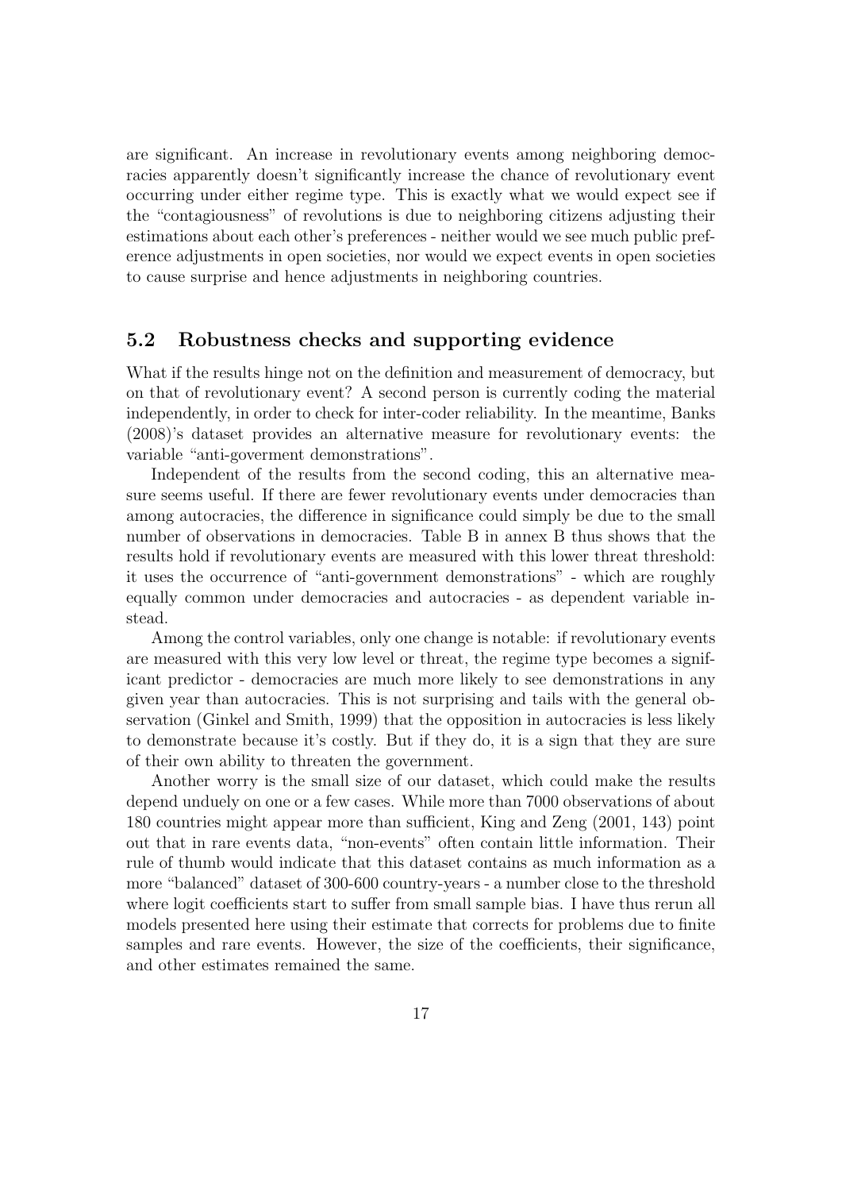are significant. An increase in revolutionary events among neighboring democracies apparently doesn't significantly increase the chance of revolutionary event occurring under either regime type. This is exactly what we would expect see if the "contagiousness" of revolutions is due to neighboring citizens adjusting their estimations about each other's preferences - neither would we see much public preference adjustments in open societies, nor would we expect events in open societies to cause surprise and hence adjustments in neighboring countries.

## 5.2 Robustness checks and supporting evidence

What if the results hinge not on the definition and measurement of democracy, but on that of revolutionary event? A second person is currently coding the material independently, in order to check for inter-coder reliability. In the meantime, Banks (2008)'s dataset provides an alternative measure for revolutionary events: the variable "anti-goverment demonstrations".

Independent of the results from the second coding, this an alternative measure seems useful. If there are fewer revolutionary events under democracies than among autocracies, the difference in significance could simply be due to the small number of observations in democracies. Table B in annex B thus shows that the results hold if revolutionary events are measured with this lower threat threshold: it uses the occurrence of "anti-government demonstrations" - which are roughly equally common under democracies and autocracies - as dependent variable instead.

Among the control variables, only one change is notable: if revolutionary events are measured with this very low level or threat, the regime type becomes a significant predictor - democracies are much more likely to see demonstrations in any given year than autocracies. This is not surprising and tails with the general observation (Ginkel and Smith, 1999) that the opposition in autocracies is less likely to demonstrate because it's costly. But if they do, it is a sign that they are sure of their own ability to threaten the government.

Another worry is the small size of our dataset, which could make the results depend unduely on one or a few cases. While more than 7000 observations of about 180 countries might appear more than sufficient, King and Zeng (2001, 143) point out that in rare events data, "non-events" often contain little information. Their rule of thumb would indicate that this dataset contains as much information as a more "balanced" dataset of 300-600 country-years - a number close to the threshold where logit coefficients start to suffer from small sample bias. I have thus rerun all models presented here using their estimate that corrects for problems due to finite samples and rare events. However, the size of the coefficients, their significance, and other estimates remained the same.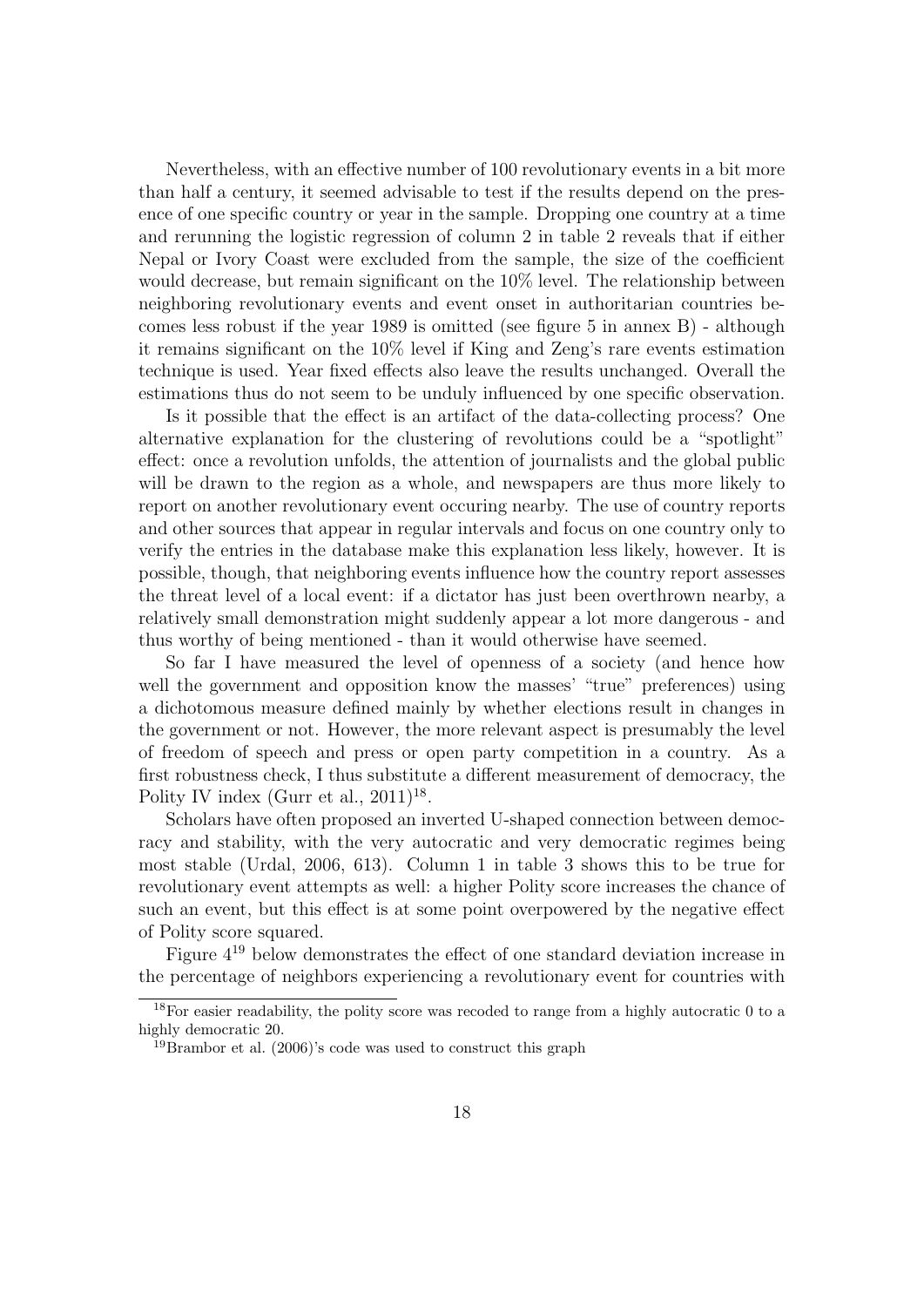Nevertheless, with an effective number of 100 revolutionary events in a bit more than half a century, it seemed advisable to test if the results depend on the presence of one specific country or year in the sample. Dropping one country at a time and rerunning the logistic regression of column 2 in table 2 reveals that if either Nepal or Ivory Coast were excluded from the sample, the size of the coefficient would decrease, but remain significant on the 10% level. The relationship between neighboring revolutionary events and event onset in authoritarian countries becomes less robust if the year 1989 is omitted (see figure 5 in annex B) - although it remains significant on the 10% level if King and Zeng's rare events estimation technique is used. Year fixed effects also leave the results unchanged. Overall the estimations thus do not seem to be unduly influenced by one specific observation.

Is it possible that the effect is an artifact of the data-collecting process? One alternative explanation for the clustering of revolutions could be a "spotlight" effect: once a revolution unfolds, the attention of journalists and the global public will be drawn to the region as a whole, and newspapers are thus more likely to report on another revolutionary event occuring nearby. The use of country reports and other sources that appear in regular intervals and focus on one country only to verify the entries in the database make this explanation less likely, however. It is possible, though, that neighboring events influence how the country report assesses the threat level of a local event: if a dictator has just been overthrown nearby, a relatively small demonstration might suddenly appear a lot more dangerous - and thus worthy of being mentioned - than it would otherwise have seemed.

So far I have measured the level of openness of a society (and hence how well the government and opposition know the masses' "true" preferences) using a dichotomous measure defined mainly by whether elections result in changes in the government or not. However, the more relevant aspect is presumably the level of freedom of speech and press or open party competition in a country. As a first robustness check, I thus substitute a different measurement of democracy, the Polity IV index (Gurr et al., 2011)[18].

Scholars have often proposed an inverted U-shaped connection between democracy and stability, with the very autocratic and very democratic regimes being most stable (Urdal, 2006, 613). Column 1 in table 3 shows this to be true for revolutionary event attempts as well: a higher Polity score increases the chance of such an event, but this effect is at some point overpowered by the negative effect of Polity score squared.

Figure 4[19] below demonstrates the effect of one standard deviation increase in the percentage of neighbors experiencing a revolutionary event for countries with

[18] For easier readability, the polity score was recoded to range from a highly autocratic 0 to a highly democratic 20.

[19] Brambor et al. (2006)'s code was used to construct this graph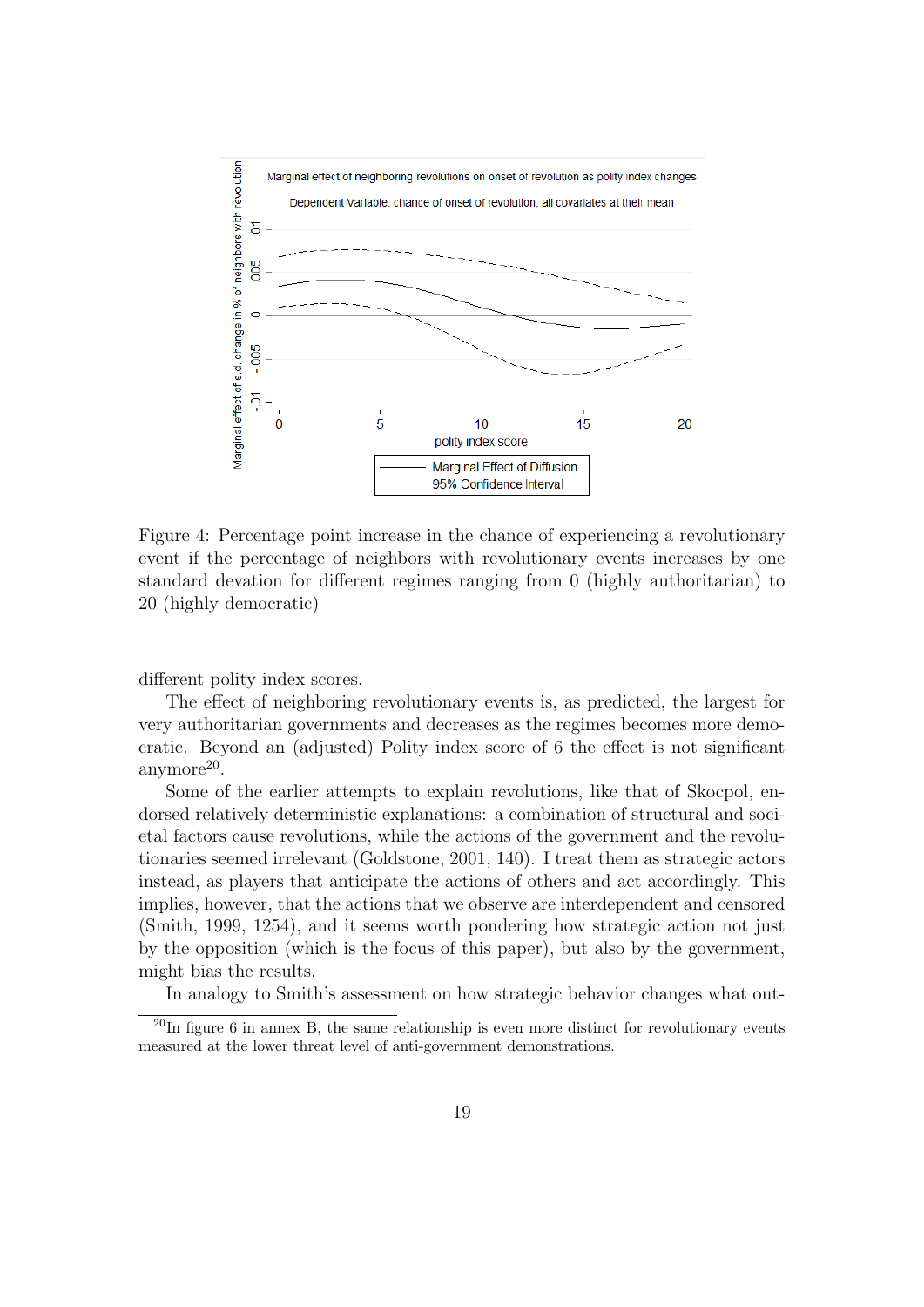Figure 4: Percentage point increase in the chance of experiencing a revolutionary event if the percentage of neighbors with revolutionary events increases by one standard devation for different regimes ranging from 0 (highly authoritarian) to 20 (highly democratic)

different polity index scores.

The effect of neighboring revolutionary events is, as predicted, the largest for very authoritarian governments and decreases as the regimes becomes more democratic. Beyond an (adjusted) Polity index score of 6 the effect is not significant anymore[20].

Some of the earlier attempts to explain revolutions, like that of Skocpol, endorsed relatively deterministic explanations: a combination of structural and societal factors cause revolutions, while the actions of the government and the revolutionaries seemed irrelevant (Goldstone, 2001, 140). I treat them as strategic actors instead, as players that anticipate the actions of others and act accordingly. This implies, however, that the actions that we observe are interdependent and censored (Smith, 1999, 1254), and it seems worth pondering how strategic action not just by the opposition (which is the focus of this paper), but also by the government, might bias the results.

In analogy to Smith's assessment on how strategic behavior changes what out-

[20] In figure 6 in annex B, the same relationship is even more distinct for revolutionary events measured at the lower threat level of anti-government demonstrations.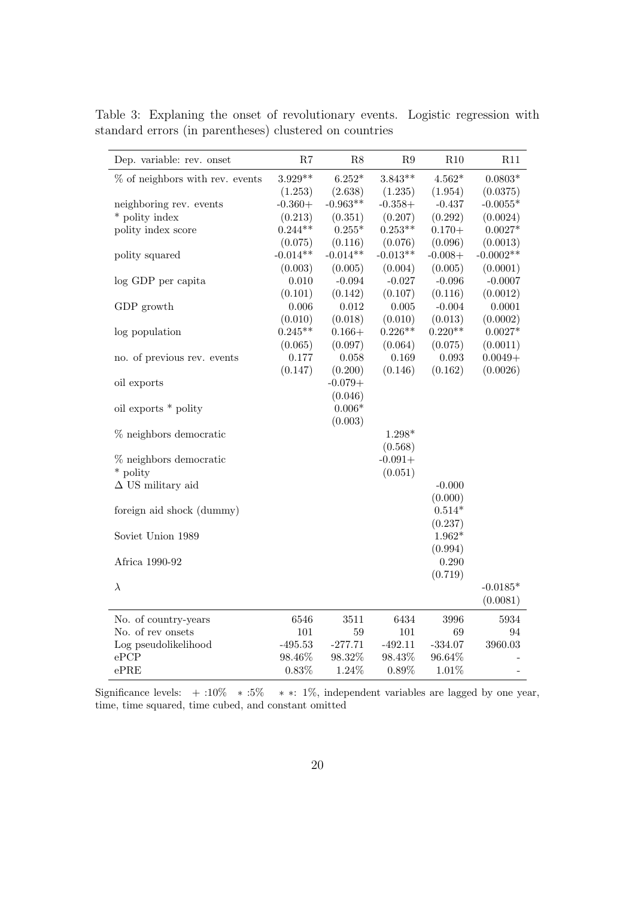Table 3: Explaning the onset of revolutionary events. Logistic regression with standard errors (in parentheses) clustered on countries

| Dep. variable: rev. onset | R7 | R8 | R9 | R10 | R11 |
|---|---|---|---|---|---|
| % of neighbors with rev. events | 3.929** | 6.252* | 3.843** | 4.562* | 0.0803* |
| | (1.253) | (2.638) | (1.235) | (1.954) | (0.0375) |
| neighboring rev. events | -0.360+ | -0.963** | -0.358+ | -0.437 | -0.0055* |
| * polity index | (0.213) | (0.351) | (0.207) | (0.292) | (0.0024) |
| polity index score | 0.244** | 0.255* | 0.253** | 0.170+ | 0.0027* |
| | (0.075) | (0.116) | (0.076) | (0.096) | (0.0013) |
| polity squared | -0.014** | -0.014** | -0.013** | -0.008+ | -0.0002** |
| | (0.003) | (0.005) | (0.004) | (0.005) | (0.0001) |
| log GDP per capita | 0.010 | -0.094 | -0.027 | -0.096 | -0.0007 |
| | (0.101) | (0.142) | (0.107) | (0.116) | (0.0012) |
| GDP growth | 0.006 | 0.012 | 0.005 | -0.004 | 0.0001 |
| | (0.010) | (0.018) | (0.010) | (0.013) | (0.0002) |
| log population | 0.245** | 0.166+ | 0.226** | 0.220** | 0.0027* |
| | (0.065) | (0.097) | (0.064) | (0.075) | (0.0011) |
| no. of previous rev. events | 0.177 | 0.058 | 0.169 | 0.093 | 0.0049+ |
| | (0.147) | (0.200) | (0.146) | (0.162) | (0.0026) |
| oil exports | | -0.079+ | | | |
| | | (0.046) | | | |
| oil exports * polity | | 0.006* | | | |
| | | (0.003) | | | |
| % neighbors democratic | | | 1.298* | | |
| | | | (0.568) | | |
| % neighbors democratic | | | -0.091+ | | |
| * polity | | | (0.051) | | |
| $\Delta$ US military aid | | | | -0.000 | |
| | | | | (0.000) | |
| foreign aid shock (dummy) | | | | 0.514* | |
| | | | | (0.237) | |
| Soviet Union 1989 | | | | 1.962* | |
| | | | | (0.994) | |
| Africa 1990-92 | | | | 0.290 | |
| | | | | (0.719) | |
| $\lambda$ | | | | | -0.0185* |
| | | | | | (0.0081) |
| No. of country-years | 6546 | 3511 | 6434 | 3996 | 5934 |
| No. of rev onsets | 101 | 59 | 101 | 69 | 94 |
| Log pseudolikelihood | -495.53 | -277.71 | -492.11 | -334.07 | 3960.03 |
| ePCP | 98.46% | 98.32% | 98.43% | 96.64% | - |
| ePRE | 0.83% | 1.24% | 0.89% | 1.01% | - |

Significance levels: + :10% * :5% ** : 1%, independent variables are lagged by one year, time, time squared, time cubed, and constant omitted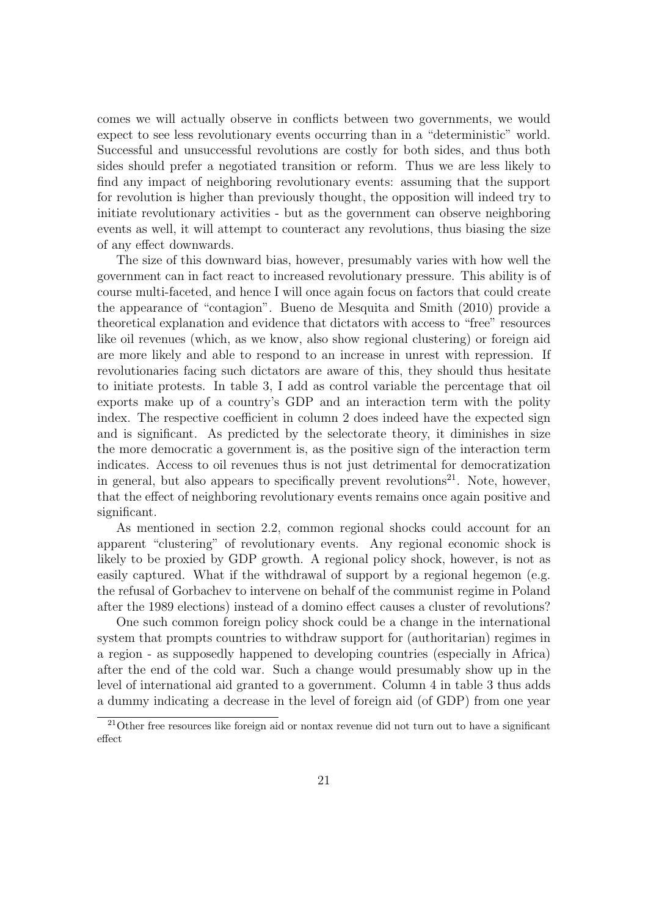comes we will actually observe in conflicts between two governments, we would expect to see less revolutionary events occurring than in a "deterministic" world. Successful and unsuccessful revolutions are costly for both sides, and thus both sides should prefer a negotiated transition or reform. Thus we are less likely to find any impact of neighboring revolutionary events: assuming that the support for revolution is higher than previously thought, the opposition will indeed try to initiate revolutionary activities - but as the government can observe neighboring events as well, it will attempt to counteract any revolutions, thus biasing the size of any effect downwards.

The size of this downward bias, however, presumably varies with how well the government can in fact react to increased revolutionary pressure. This ability is of course multi-faceted, and hence I will once again focus on factors that could create the appearance of "contagion". Bueno de Mesquita and Smith (2010) provide a theoretical explanation and evidence that dictators with access to "free" resources like oil revenues (which, as we know, also show regional clustering) or foreign aid are more likely and able to respond to an increase in unrest with repression. If revolutionaries facing such dictators are aware of this, they should thus hesitate to initiate protests. In table 3, I add as control variable the percentage that oil exports make up of a country's GDP and an interaction term with the polity index. The respective coefficient in column 2 does indeed have the expected sign and is significant. As predicted by the selectorate theory, it diminishes in size the more democratic a government is, as the positive sign of the interaction term indicates. Access to oil revenues thus is not just detrimental for democratization in general, but also appears to specifically prevent revolutions[21]. Note, however, that the effect of neighboring revolutionary events remains once again positive and significant.

As mentioned in section 2.2, common regional shocks could account for an apparent "clustering" of revolutionary events. Any regional economic shock is likely to be proxied by GDP growth. A regional policy shock, however, is not as easily captured. What if the withdrawal of support by a regional hegemon (e.g. the refusal of Gorbachev to intervene on behalf of the communist regime in Poland after the 1989 elections) instead of a domino effect causes a cluster of revolutions?

One such common foreign policy shock could be a change in the international system that prompts countries to withdraw support for (authoritarian) regimes in a region - as supposedly happened to developing countries (especially in Africa) after the end of the cold war. Such a change would presumably show up in the level of international aid granted to a government. Column 4 in table 3 thus adds a dummy indicating a decrease in the level of foreign aid (of GDP) from one year

[21] Other free resources like foreign aid or nontax revenue did not turn out to have a significant effect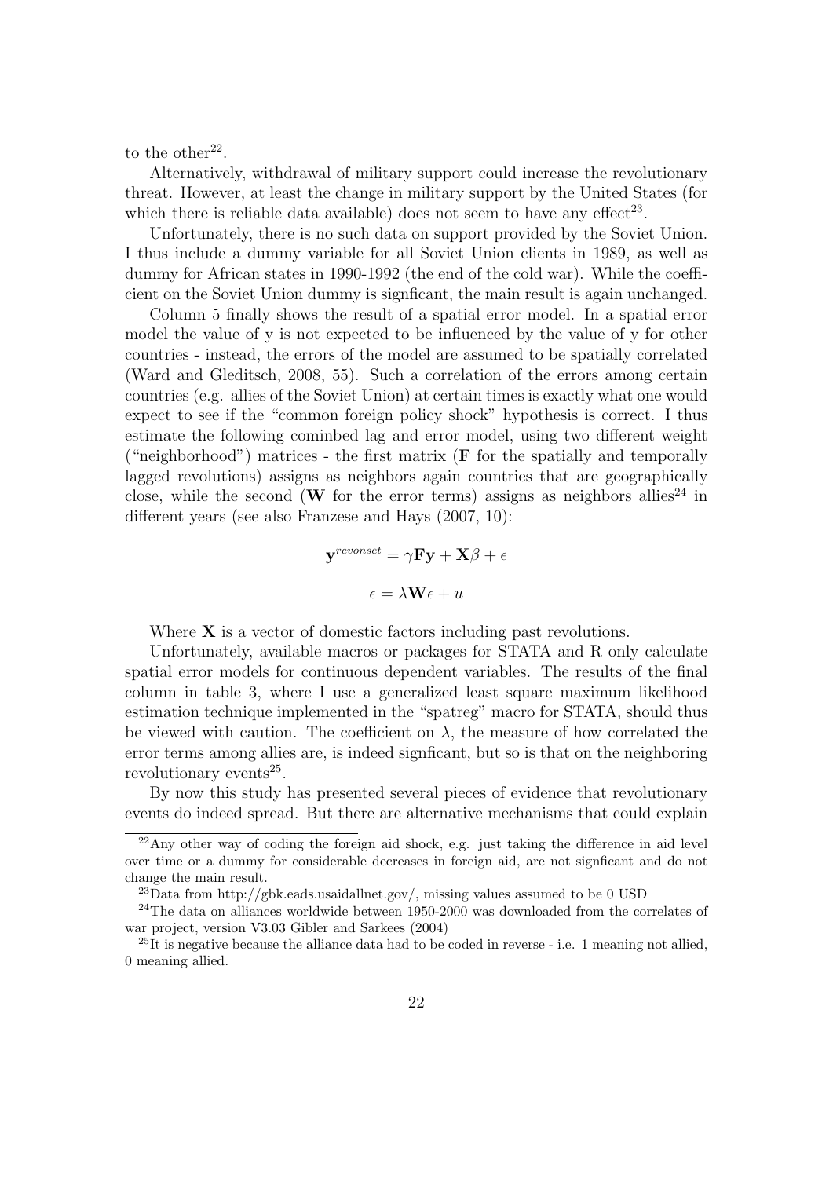to the other[22].

Alternatively, withdrawal of military support could increase the revolutionary threat. However, at least the change in military support by the United States (for which there is reliable data available) does not seem to have any effect[23].

Unfortunately, there is no such data on support provided by the Soviet Union. I thus include a dummy variable for all Soviet Union clients in 1989, as well as dummy for African states in 1990-1992 (the end of the cold war). While the coefficient on the Soviet Union dummy is signficant, the main result is again unchanged.

Column 5 finally shows the result of a spatial error model. In a spatial error model the value of y is not expected to be influenced by the value of y for other countries - instead, the errors of the model are assumed to be spatially correlated (Ward and Gleditsch, 2008, 55). Such a correlation of the errors among certain countries (e.g. allies of the Soviet Union) at certain times is exactly what one would expect to see if the "common foreign policy shock" hypothesis is correct. I thus estimate the following cominbed lag and error model, using two different weight ("neighborhood") matrices - the first matrix (**F** for the spatially and temporally lagged revolutions) assigns as neighbors again countries that are geographically close, while the second (**W** for the error terms) assigns as neighbors allies[24] in different years (see also Franzese and Hays (2007, 10):

$$\mathbf{y}^{revonset} = \gamma \mathbf{F}\mathbf{y} + \mathbf{X}\beta + \epsilon$$

$$\epsilon = \lambda \mathbf{W}\epsilon + u$$

Where **X** is a vector of domestic factors including past revolutions.

Unfortunately, available macros or packages for STATA and R only calculate spatial error models for continuous dependent variables. The results of the final column in table 3, where I use a generalized least square maximum likelihood estimation technique implemented in the "spatreg" macro for STATA, should thus be viewed with caution. The coefficient on $\lambda$, the measure of how correlated the error terms among allies are, is indeed signficant, but so is that on the neighboring revolutionary events[25].

By now this study has presented several pieces of evidence that revolutionary events do indeed spread. But there are alternative mechanisms that could explain

[22] Any other way of coding the foreign aid shock, e.g. just taking the difference in aid level over time or a dummy for considerable decreases in foreign aid, are not signficant and do not change the main result.

[23] Data from http://gbk.eads.usaidallnet.gov/, missing values assumed to be 0 USD

[24] The data on alliances worldwide between 1950-2000 was downloaded from the correlates of war project, version V3.03 Gibler and Sarkees (2004)

[25] It is negative because the alliance data had to be coded in reverse - i.e. 1 meaning not allied, 0 meaning allied.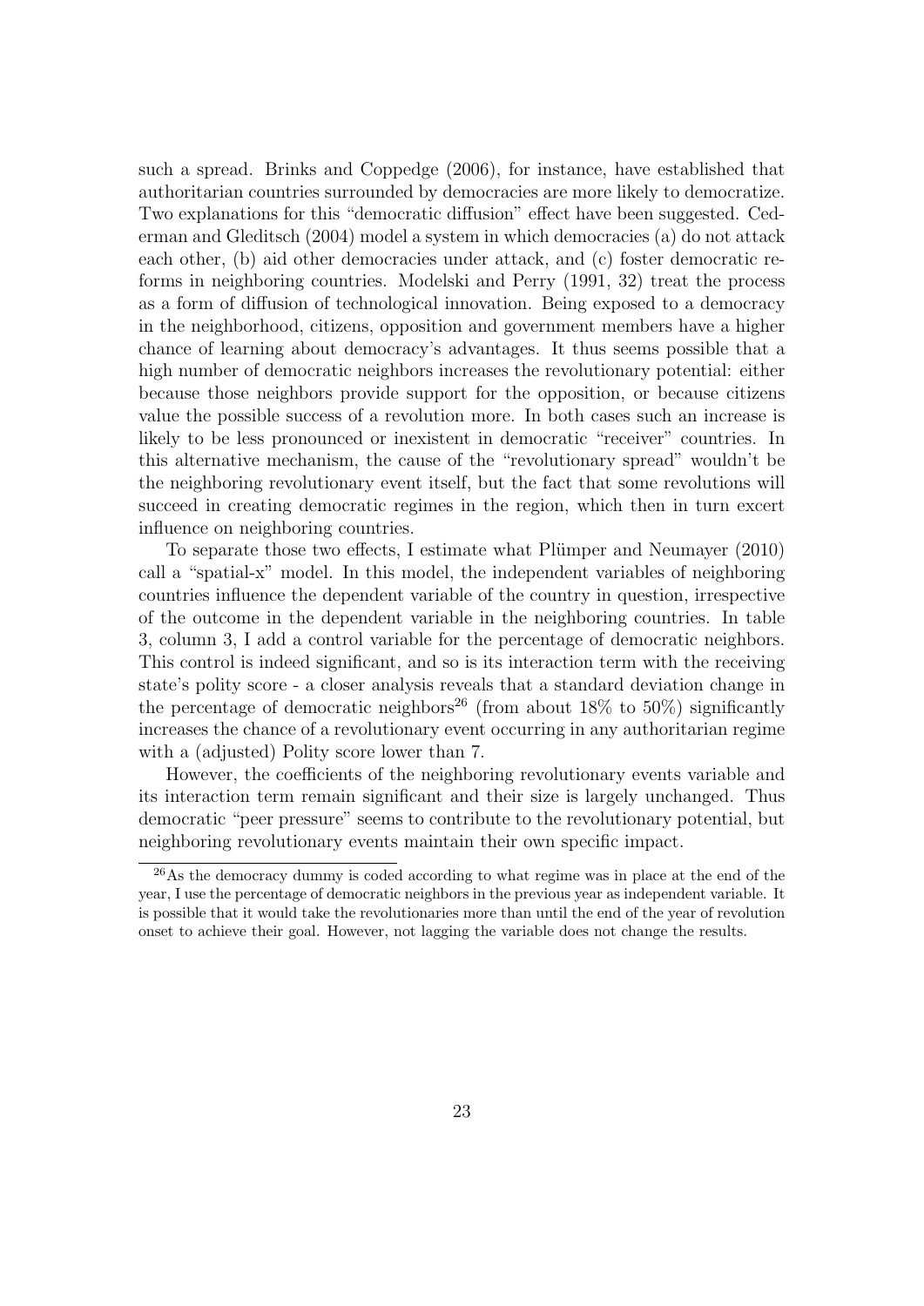such a spread. Brinks and Coppedge (2006), for instance, have established that authoritarian countries surrounded by democracies are more likely to democratize. Two explanations for this "democratic diffusion" effect have been suggested. Cederman and Gleditsch (2004) model a system in which democracies (a) do not attack each other, (b) aid other democracies under attack, and (c) foster democratic reforms in neighboring countries. Modelski and Perry (1991, 32) treat the process as a form of diffusion of technological innovation. Being exposed to a democracy in the neighborhood, citizens, opposition and government members have a higher chance of learning about democracy's advantages. It thus seems possible that a high number of democratic neighbors increases the revolutionary potential: either because those neighbors provide support for the opposition, or because citizens value the possible success of a revolution more. In both cases such an increase is likely to be less pronounced or inexistent in democratic "receiver" countries. In this alternative mechanism, the cause of the "revolutionary spread" wouldn't be the neighboring revolutionary event itself, but the fact that some revolutions will succeed in creating democratic regimes in the region, which then in turn excert influence on neighboring countries.

To separate those two effects, I estimate what Plümper and Neumayer (2010) call a "spatial-x" model. In this model, the independent variables of neighboring countries influence the dependent variable of the country in question, irrespective of the outcome in the dependent variable in the neighboring countries. In table 3, column 3, I add a control variable for the percentage of democratic neighbors. This control is indeed significant, and so is its interaction term with the receiving state's polity score - a closer analysis reveals that a standard deviation change in the percentage of democratic neighbors[26] (from about 18% to 50%) significantly increases the chance of a revolutionary event occurring in any authoritarian regime with a (adjusted) Polity score lower than 7.

However, the coefficients of the neighboring revolutionary events variable and its interaction term remain significant and their size is largely unchanged. Thus democratic "peer pressure" seems to contribute to the revolutionary potential, but neighboring revolutionary events maintain their own specific impact.

[26] As the democracy dummy is coded according to what regime was in place at the end of the year, I use the percentage of democratic neighbors in the previous year as independent variable. It is possible that it would take the revolutionaries more than until the end of the year of revolution onset to achieve their goal. However, not lagging the variable does not change the results.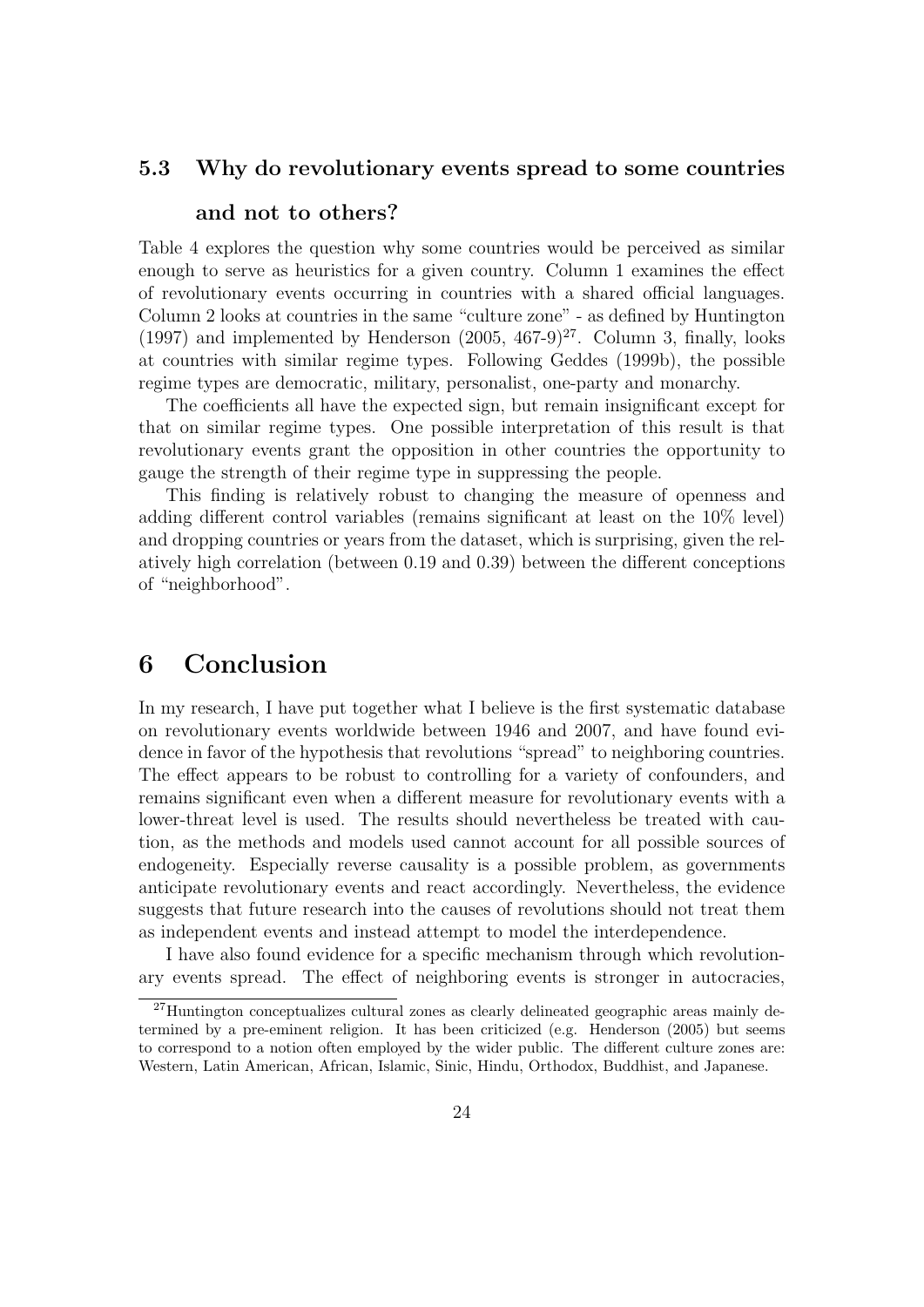### 5.3 Why do revolutionary events spread to some countries and not to others?

Table 4 explores the question why some countries would be perceived as similar enough to serve as heuristics for a given country. Column 1 examines the effect of revolutionary events occurring in countries with a shared official languages. Column 2 looks at countries in the same "culture zone" - as defined by Huntington (1997) and implemented by Henderson (2005, 467-9)[27]. Column 3, finally, looks at countries with similar regime types. Following Geddes (1999b), the possible regime types are democratic, military, personalist, one-party and monarchy.

The coefficients all have the expected sign, but remain insignificant except for that on similar regime types. One possible interpretation of this result is that revolutionary events grant the opposition in other countries the opportunity to gauge the strength of their regime type in suppressing the people.

This finding is relatively robust to changing the measure of openness and adding different control variables (remains significant at least on the 10% level) and dropping countries or years from the dataset, which is surprising, given the relatively high correlation (between 0.19 and 0.39) between the different conceptions of "neighborhood".

## 6 Conclusion

In my research, I have put together what I believe is the first systematic database on revolutionary events worldwide between 1946 and 2007, and have found evidence in favor of the hypothesis that revolutions "spread" to neighboring countries. The effect appears to be robust to controlling for a variety of confounders, and remains significant even when a different measure for revolutionary events with a lower-threat level is used. The results should nevertheless be treated with caution, as the methods and models used cannot account for all possible sources of endogeneity. Especially reverse causality is a possible problem, as governments anticipate revolutionary events and react accordingly. Nevertheless, the evidence suggests that future research into the causes of revolutions should not treat them as independent events and instead attempt to model the interdependence.

I have also found evidence for a specific mechanism through which revolutionary events spread. The effect of neighboring events is stronger in autocracies,

[27]Huntington conceptualizes cultural zones as clearly delineated geographic areas mainly determined by a pre-eminent religion. It has been criticized (e.g. Henderson (2005) but seems to correspond to a notion often employed by the wider public. The different culture zones are: Western, Latin American, African, Islamic, Sinic, Hindu, Orthodox, Buddhist, and Japanese.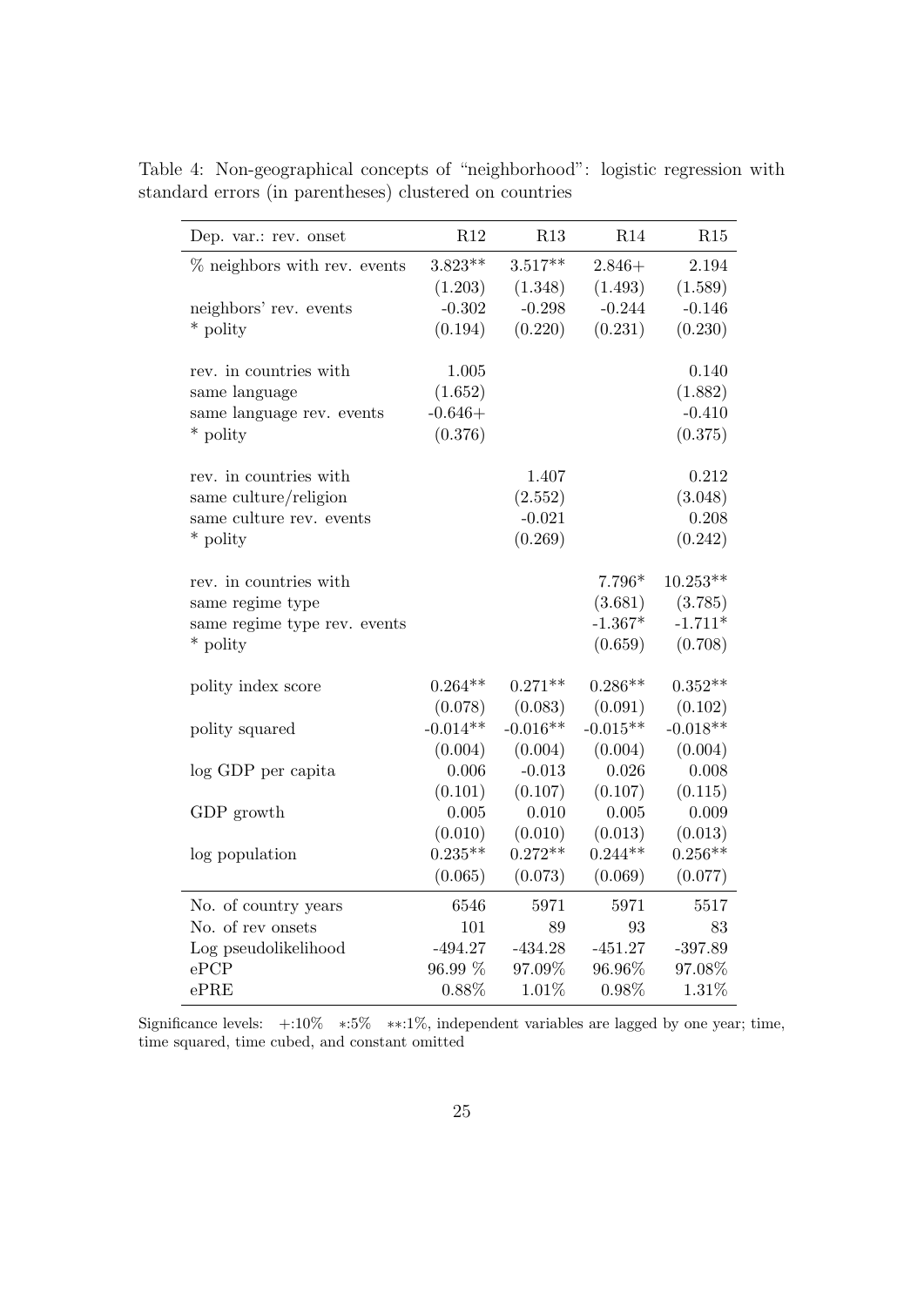Table 4: Non-geographical concepts of "neighborhood": logistic regression with standard errors (in parentheses) clustered on countries

| Dep. var.: rev. onset | R12 | R13 | R14 | R15 |
|---|---|---|---|---|
| % neighbors with rev. events | 3.823** | 3.517** | 2.846+ | 2.194 |
| | (1.203) | (1.348) | (1.493) | (1.589) |
| neighbors' rev. events | -0.302 | -0.298 | -0.244 | -0.146 |
| * polity | (0.194) | (0.220) | (0.231) | (0.230) |
| rev. in countries with | 1.005 | | | 0.140 |
| same language | (1.652) | | | (1.882) |
| same language rev. events | -0.646+ | | | -0.410 |
| * polity | (0.376) | | | (0.375) |
| rev. in countries with | | 1.407 | | 0.212 |
| same culture/religion | | (2.552) | | (3.048) |
| same culture rev. events | | -0.021 | | 0.208 |
| * polity | | (0.269) | | (0.242) |
| rev. in countries with | | | 7.796* | 10.253** |
| same regime type | | | (3.681) | (3.785) |
| same regime type rev. events | | | -1.367* | -1.711* |
| * polity | | | (0.659) | (0.708) |
| polity index score | 0.264** | 0.271** | 0.286** | 0.352** |
| | (0.078) | (0.083) | (0.091) | (0.102) |
| polity squared | -0.014** | -0.016** | -0.015** | -0.018** |
| | (0.004) | (0.004) | (0.004) | (0.004) |
| log GDP per capita | 0.006 | -0.013 | 0.026 | 0.008 |
| | (0.101) | (0.107) | (0.107) | (0.115) |
| GDP growth | 0.005 | 0.010 | 0.005 | 0.009 |
| | (0.010) | (0.010) | (0.013) | (0.013) |
| log population | 0.235** | 0.272** | 0.244** | 0.256** |
| | (0.065) | (0.073) | (0.069) | (0.077) |
| No. of country years | 6546 | 5971 | 5971 | 5517 |
| No. of rev onsets | 101 | 89 | 93 | 83 |
| Log pseudolikelihood | -494.27 | -434.28 | -451.27 | -397.89 |
| ePCP | 96.99 % | 97.09% | 96.96% | 97.08% |
| ePRE | 0.88% | 1.01% | 0.98% | 1.31% |

Significance levels: +:10% *:5% **:1%, independent variables are lagged by one year; time, time squared, time cubed, and constant omitted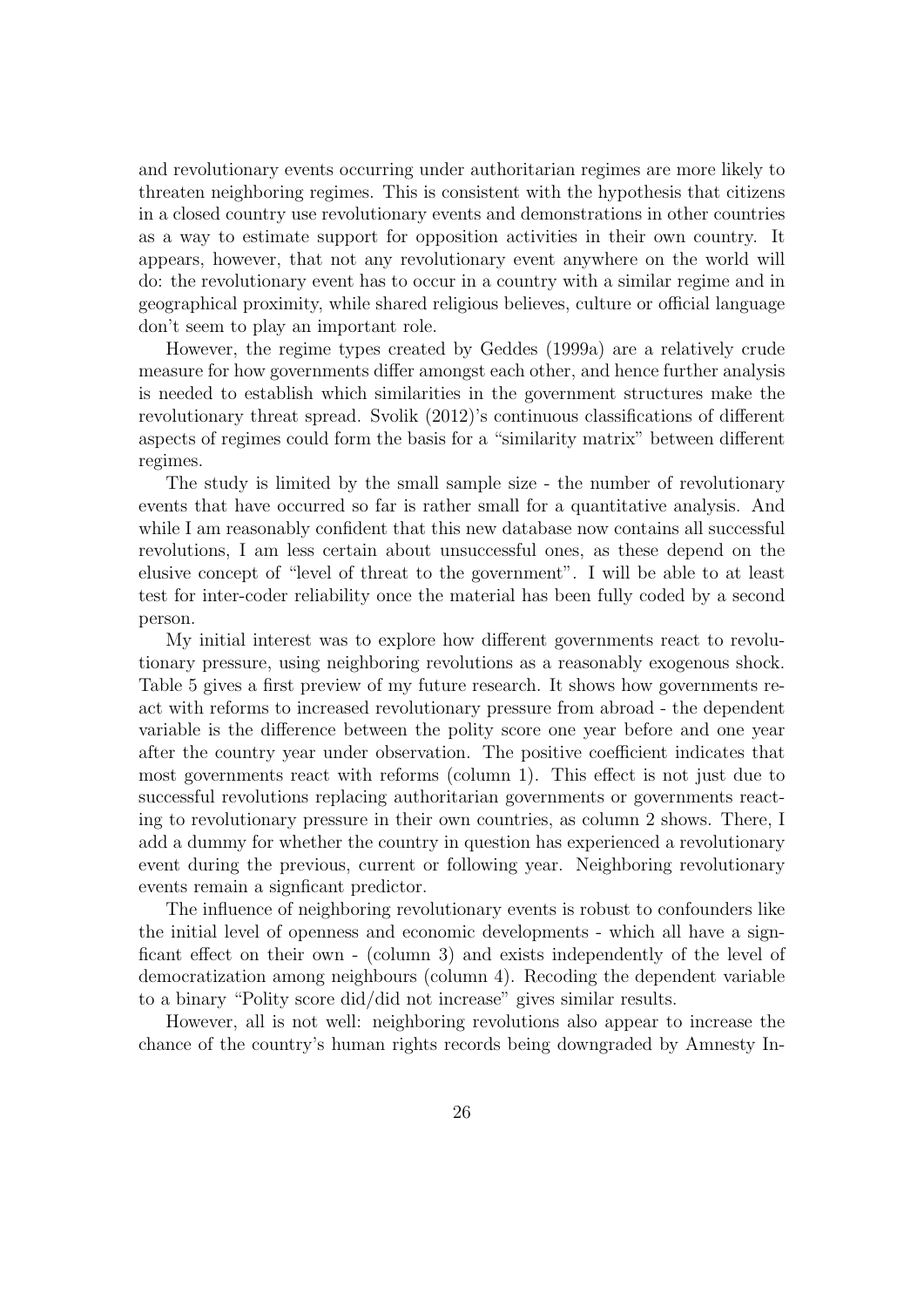and revolutionary events occurring under authoritarian regimes are more likely to threaten neighboring regimes. This is consistent with the hypothesis that citizens in a closed country use revolutionary events and demonstrations in other countries as a way to estimate support for opposition activities in their own country. It appears, however, that not any revolutionary event anywhere on the world will do: the revolutionary event has to occur in a country with a similar regime and in geographical proximity, while shared religious believes, culture or official language don't seem to play an important role.

However, the regime types created by Geddes (1999a) are a relatively crude measure for how governments differ amongst each other, and hence further analysis is needed to establish which similarities in the government structures make the revolutionary threat spread. Svolik (2012)'s continuous classifications of different aspects of regimes could form the basis for a "similarity matrix" between different regimes.

The study is limited by the small sample size - the number of revolutionary events that have occurred so far is rather small for a quantitative analysis. And while I am reasonably confident that this new database now contains all successful revolutions, I am less certain about unsuccessful ones, as these depend on the elusive concept of "level of threat to the government". I will be able to at least test for inter-coder reliability once the material has been fully coded by a second person.

My initial interest was to explore how different governments react to revolutionary pressure, using neighboring revolutions as a reasonably exogenous shock. Table 5 gives a first preview of my future research. It shows how governments react with reforms to increased revolutionary pressure from abroad - the dependent variable is the difference between the polity score one year before and one year after the country year under observation. The positive coefficient indicates that most governments react with reforms (column 1). This effect is not just due to successful revolutions replacing authoritarian governments or governments reacting to revolutionary pressure in their own countries, as column 2 shows. There, I add a dummy for whether the country in question has experienced a revolutionary event during the previous, current or following year. Neighboring revolutionary events remain a signficant predictor.

The influence of neighboring revolutionary events is robust to confounders like the initial level of openness and economic developments - which all have a signficant effect on their own - (column 3) and exists independently of the level of democratization among neighbours (column 4). Recoding the dependent variable to a binary "Polity score did/did not increase" gives similar results.

However, all is not well: neighboring revolutions also appear to increase the chance of the country's human rights records being downgraded by Amnesty In-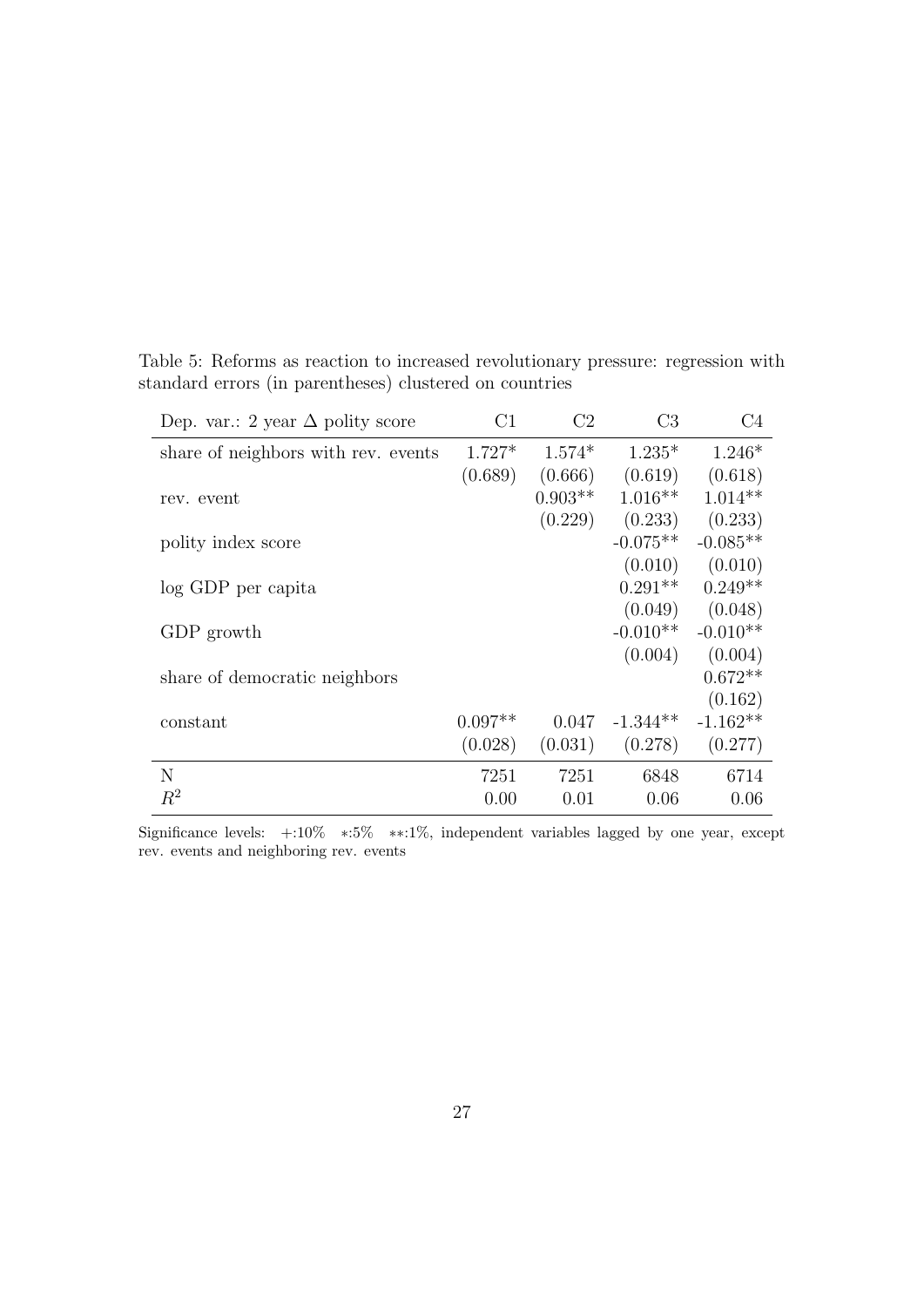Table 5: Reforms as reaction to increased revolutionary pressure: regression with standard errors (in parentheses) clustered on countries

| Dep. var.: 2 year $\Delta$ polity score | C1 | C2 | C3 | C4 |
|---|---|---|---|---|
| share of neighbors with rev. events | 1.727* | 1.574* | 1.235* | 1.246* |
| | (0.689) | (0.666) | (0.619) | (0.618) |
| rev. event | | 0.903** | 1.016** | 1.014** |
| | | (0.229) | (0.233) | (0.233) |
| polity index score | | | -0.075** | -0.085** |
| | | | (0.010) | (0.010) |
| log GDP per capita | | | 0.291** | 0.249** |
| | | | (0.049) | (0.048) |
| GDP growth | | | -0.010** | -0.010** |
| | | | (0.004) | (0.004) |
| share of democratic neighbors | | | | 0.672** |
| | | | | (0.162) |
| constant | 0.097** | 0.047 | -1.344** | -1.162** |
| | (0.028) | (0.031) | (0.278) | (0.277) |
| N | 7251 | 7251 | 6848 | 6714 |
| $R^2$ | 0.00 | 0.01 | 0.06 | 0.06 |

Significance levels: +:10% ∗:5% ∗∗:1%, independent variables lagged by one year, except rev. events and neighboring rev. events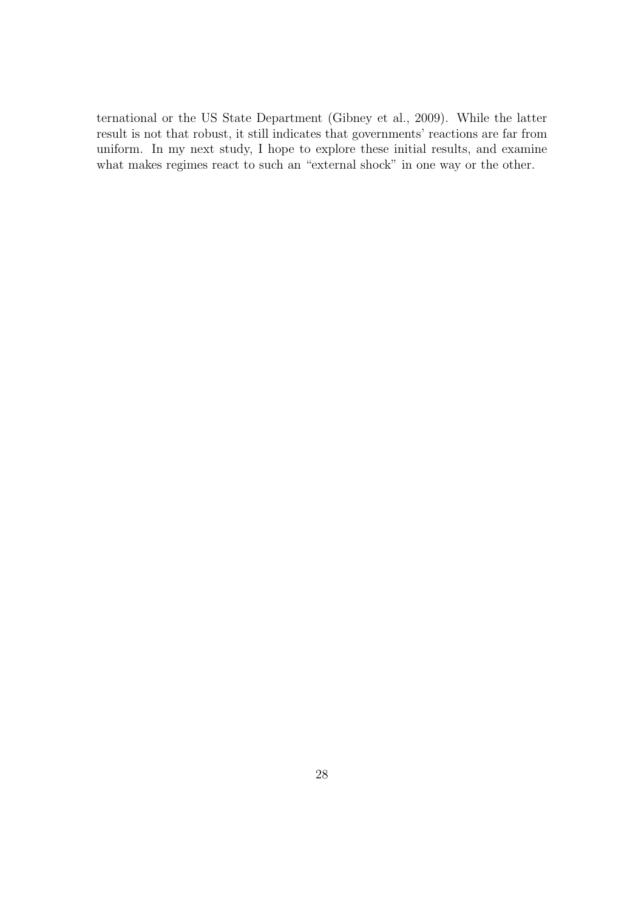ternational or the US State Department (Gibney et al., 2009). While the latter result is not that robust, it still indicates that governments' reactions are far from uniform. In my next study, I hope to explore these initial results, and examine what makes regimes react to such an "external shock" in one way or the other.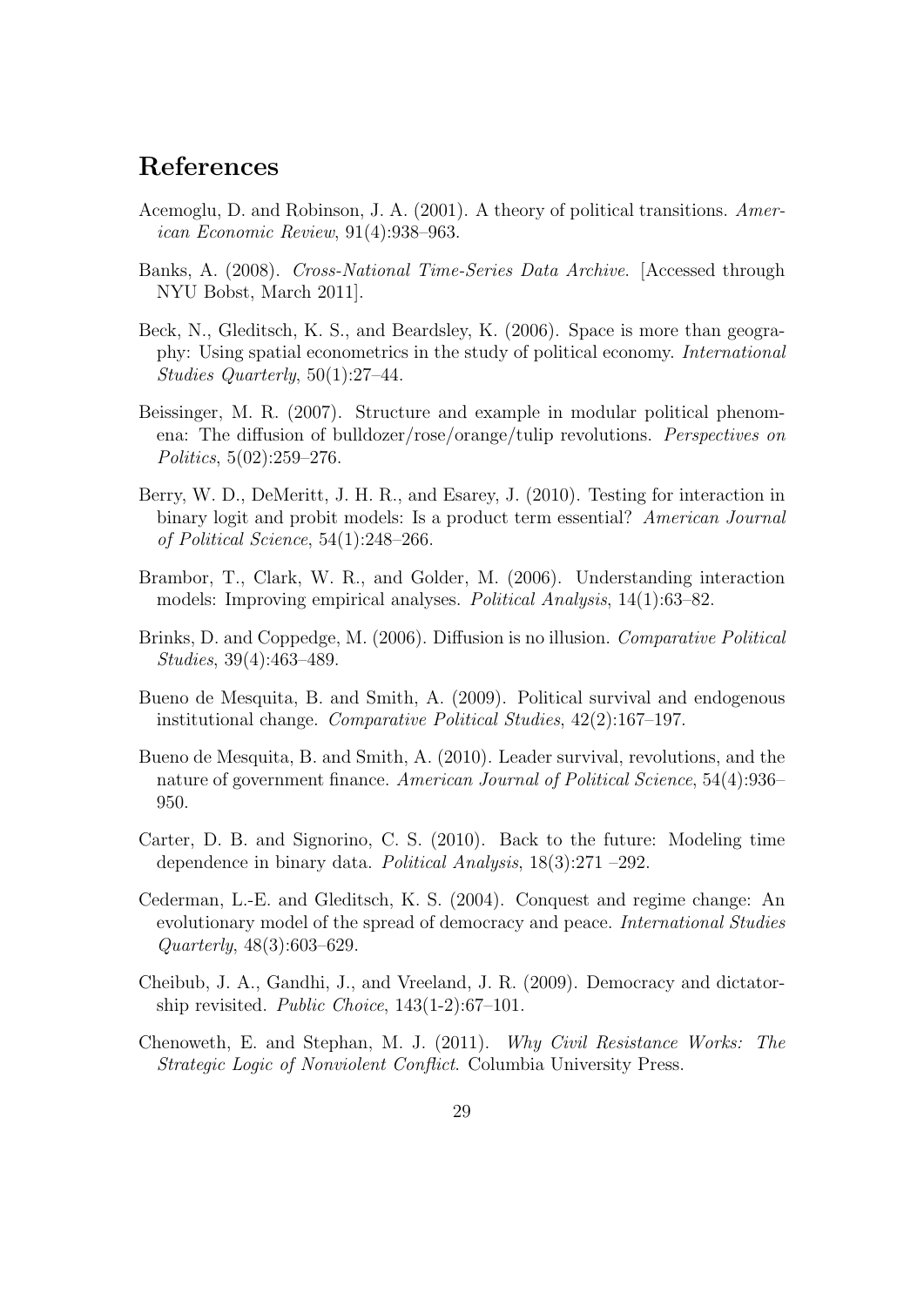# References

Acemoglu, D. and Robinson, J. A. (2001). A theory of political transitions. *American Economic Review*, 91(4):938–963.

Banks, A. (2008). *Cross-National Time-Series Data Archive*. [Accessed through NYU Bobst, March 2011].

Beck, N., Gleditsch, K. S., and Beardsley, K. (2006). Space is more than geography: Using spatial econometrics in the study of political economy. *International Studies Quarterly*, 50(1):27–44.

Beissinger, M. R. (2007). Structure and example in modular political phenomena: The diffusion of bulldozer/rose/orange/tulip revolutions. *Perspectives on Politics*, 5(02):259–276.

Berry, W. D., DeMeritt, J. H. R., and Esarey, J. (2010). Testing for interaction in binary logit and probit models: Is a product term essential? *American Journal of Political Science*, 54(1):248–266.

Brambor, T., Clark, W. R., and Golder, M. (2006). Understanding interaction models: Improving empirical analyses. *Political Analysis*, 14(1):63–82.

Brinks, D. and Coppedge, M. (2006). Diffusion is no illusion. *Comparative Political Studies*, 39(4):463–489.

Bueno de Mesquita, B. and Smith, A. (2009). Political survival and endogenous institutional change. *Comparative Political Studies*, 42(2):167–197.

Bueno de Mesquita, B. and Smith, A. (2010). Leader survival, revolutions, and the nature of government finance. *American Journal of Political Science*, 54(4):936–950.

Carter, D. B. and Signorino, C. S. (2010). Back to the future: Modeling time dependence in binary data. *Political Analysis*, 18(3):271 –292.

Cederman, L.-E. and Gleditsch, K. S. (2004). Conquest and regime change: An evolutionary model of the spread of democracy and peace. *International Studies Quarterly*, 48(3):603–629.

Cheibub, J. A., Gandhi, J., and Vreeland, J. R. (2009). Democracy and dictatorship revisited. *Public Choice*, 143(1-2):67–101.

Chenoweth, E. and Stephan, M. J. (2011). *Why Civil Resistance Works: The Strategic Logic of Nonviolent Conflict*. Columbia University Press.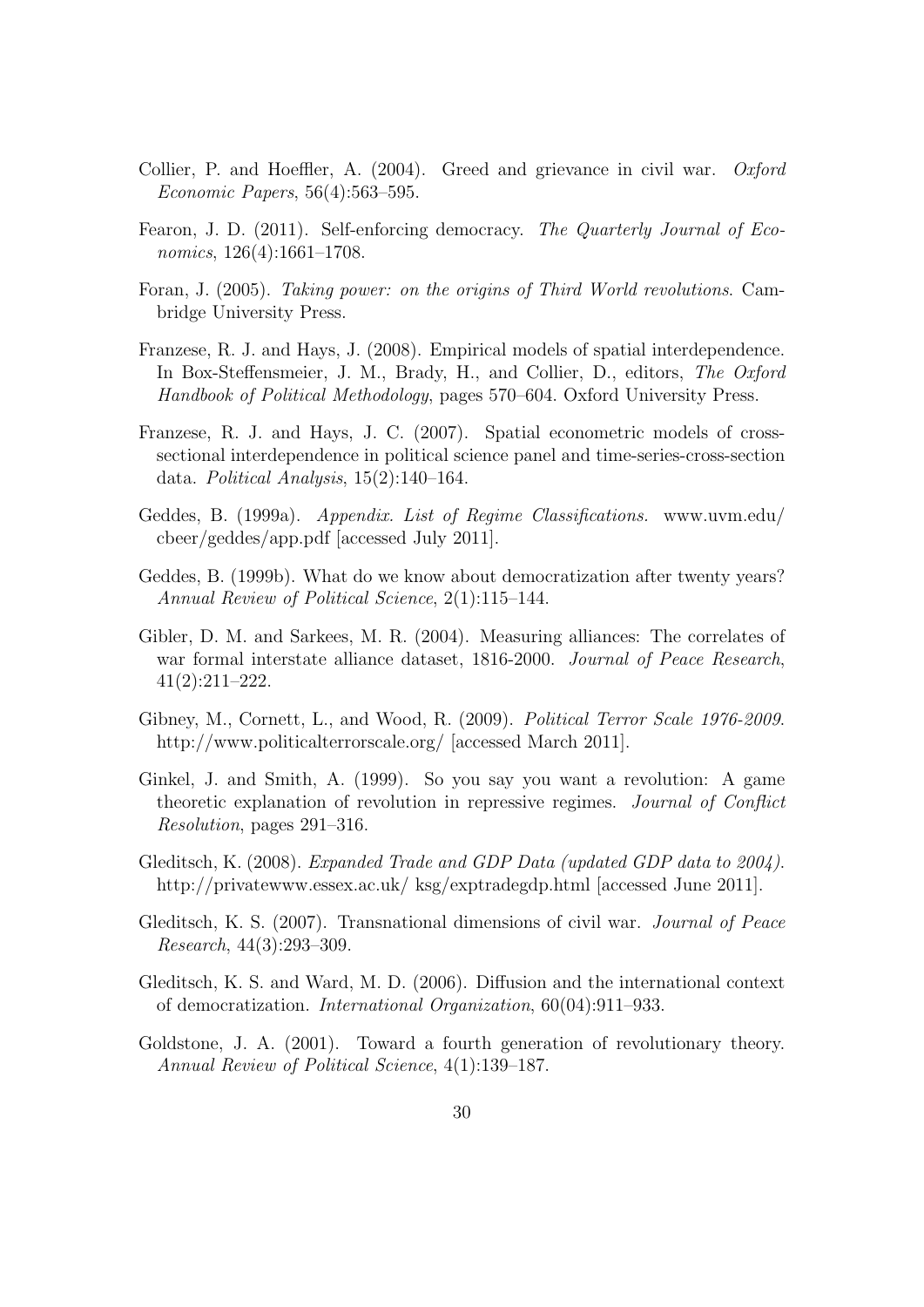Collier, P. and Hoeffler, A. (2004). Greed and grievance in civil war. *Oxford Economic Papers*, 56(4):563–595.

Fearon, J. D. (2011). Self-enforcing democracy. *The Quarterly Journal of Economics*, 126(4):1661–1708.

Foran, J. (2005). *Taking power: on the origins of Third World revolutions*. Cambridge University Press.

Franzese, R. J. and Hays, J. (2008). Empirical models of spatial interdependence. In Box-Steffensmeier, J. M., Brady, H., and Collier, D., editors, *The Oxford Handbook of Political Methodology*, pages 570–604. Oxford University Press.

Franzese, R. J. and Hays, J. C. (2007). Spatial econometric models of cross-sectional interdependence in political science panel and time-series-cross-section data. *Political Analysis*, 15(2):140–164.

Geddes, B. (1999a). *Appendix. List of Regime Classifications.* www.uvm.edu/cbeer/geddes/app.pdf [accessed July 2011].

Geddes, B. (1999b). What do we know about democratization after twenty years? *Annual Review of Political Science*, 2(1):115–144.

Gibler, D. M. and Sarkees, M. R. (2004). Measuring alliances: The correlates of war formal interstate alliance dataset, 1816-2000. *Journal of Peace Research*, 41(2):211–222.

Gibney, M., Cornett, L., and Wood, R. (2009). *Political Terror Scale 1976-2009*. http://www.politicalterrorscale.org/ [accessed March 2011].

Ginkel, J. and Smith, A. (1999). So you say you want a revolution: A game theoretic explanation of revolution in repressive regimes. *Journal of Conflict Resolution*, pages 291–316.

Gleditsch, K. (2008). *Expanded Trade and GDP Data (updated GDP data to 2004)*. http://privatewww.essex.ac.uk/ ksg/exptradegdp.html [accessed June 2011].

Gleditsch, K. S. (2007). Transnational dimensions of civil war. *Journal of Peace Research*, 44(3):293–309.

Gleditsch, K. S. and Ward, M. D. (2006). Diffusion and the international context of democratization. *International Organization*, 60(04):911–933.

Goldstone, J. A. (2001). Toward a fourth generation of revolutionary theory. *Annual Review of Political Science*, 4(1):139–187.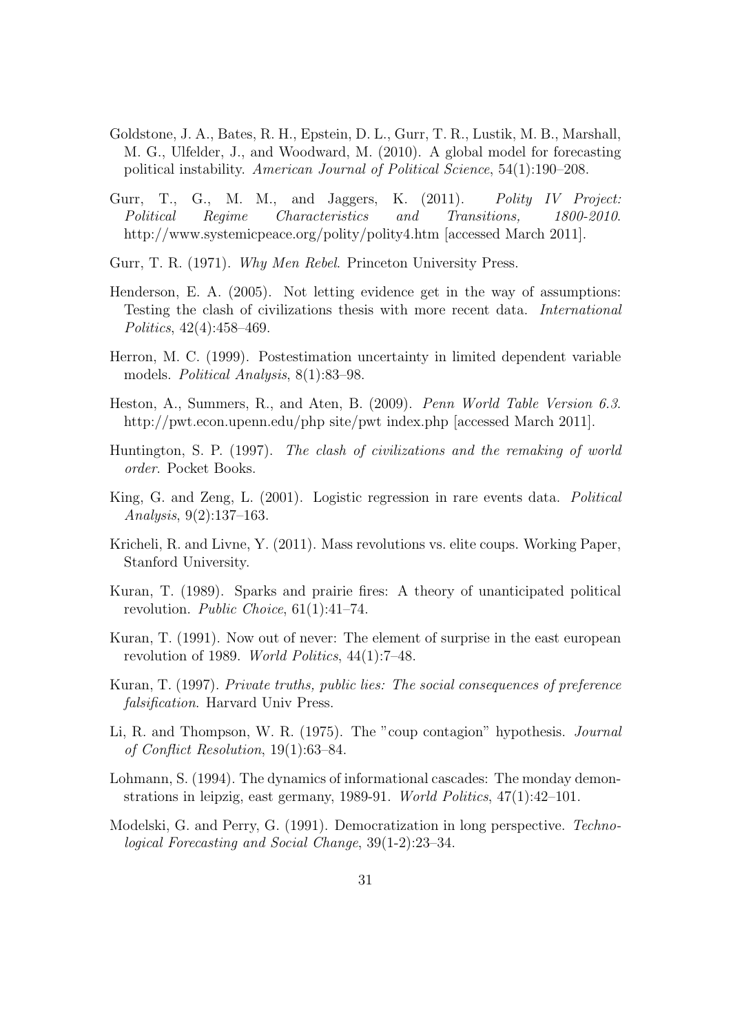Goldstone, J. A., Bates, R. H., Epstein, D. L., Gurr, T. R., Lustik, M. B., Marshall, M. G., Ulfelder, J., and Woodward, M. (2010). A global model for forecasting political instability. *American Journal of Political Science*, 54(1):190–208.

Gurr, T., G., M. M., and Jaggers, K. (2011). *Polity IV Project: Political Regime Characteristics and Transitions, 1800-2010*. http://www.systemicpeace.org/polity/polity4.htm [accessed March 2011].

Gurr, T. R. (1971). *Why Men Rebel*. Princeton University Press.

Henderson, E. A. (2005). Not letting evidence get in the way of assumptions: Testing the clash of civilizations thesis with more recent data. *International Politics*, 42(4):458–469.

Herron, M. C. (1999). Postestimation uncertainty in limited dependent variable models. *Political Analysis*, 8(1):83–98.

Heston, A., Summers, R., and Aten, B. (2009). *Penn World Table Version 6.3*. http://pwt.econ.upenn.edu/php site/pwt index.php [accessed March 2011].

Huntington, S. P. (1997). *The clash of civilizations and the remaking of world order*. Pocket Books.

King, G. and Zeng, L. (2001). Logistic regression in rare events data. *Political Analysis*, 9(2):137–163.

Kricheli, R. and Livne, Y. (2011). Mass revolutions vs. elite coups. Working Paper, Stanford University.

Kuran, T. (1989). Sparks and prairie fires: A theory of unanticipated political revolution. *Public Choice*, 61(1):41–74.

Kuran, T. (1991). Now out of never: The element of surprise in the east european revolution of 1989. *World Politics*, 44(1):7–48.

Kuran, T. (1997). *Private truths, public lies: The social consequences of preference falsification*. Harvard Univ Press.

Li, R. and Thompson, W. R. (1975). The "coup contagion" hypothesis. *Journal of Conflict Resolution*, 19(1):63–84.

Lohmann, S. (1994). The dynamics of informational cascades: The monday demonstrations in leipzig, east germany, 1989-91. *World Politics*, 47(1):42–101.

Modelski, G. and Perry, G. (1991). Democratization in long perspective. *Technological Forecasting and Social Change*, 39(1-2):23–34.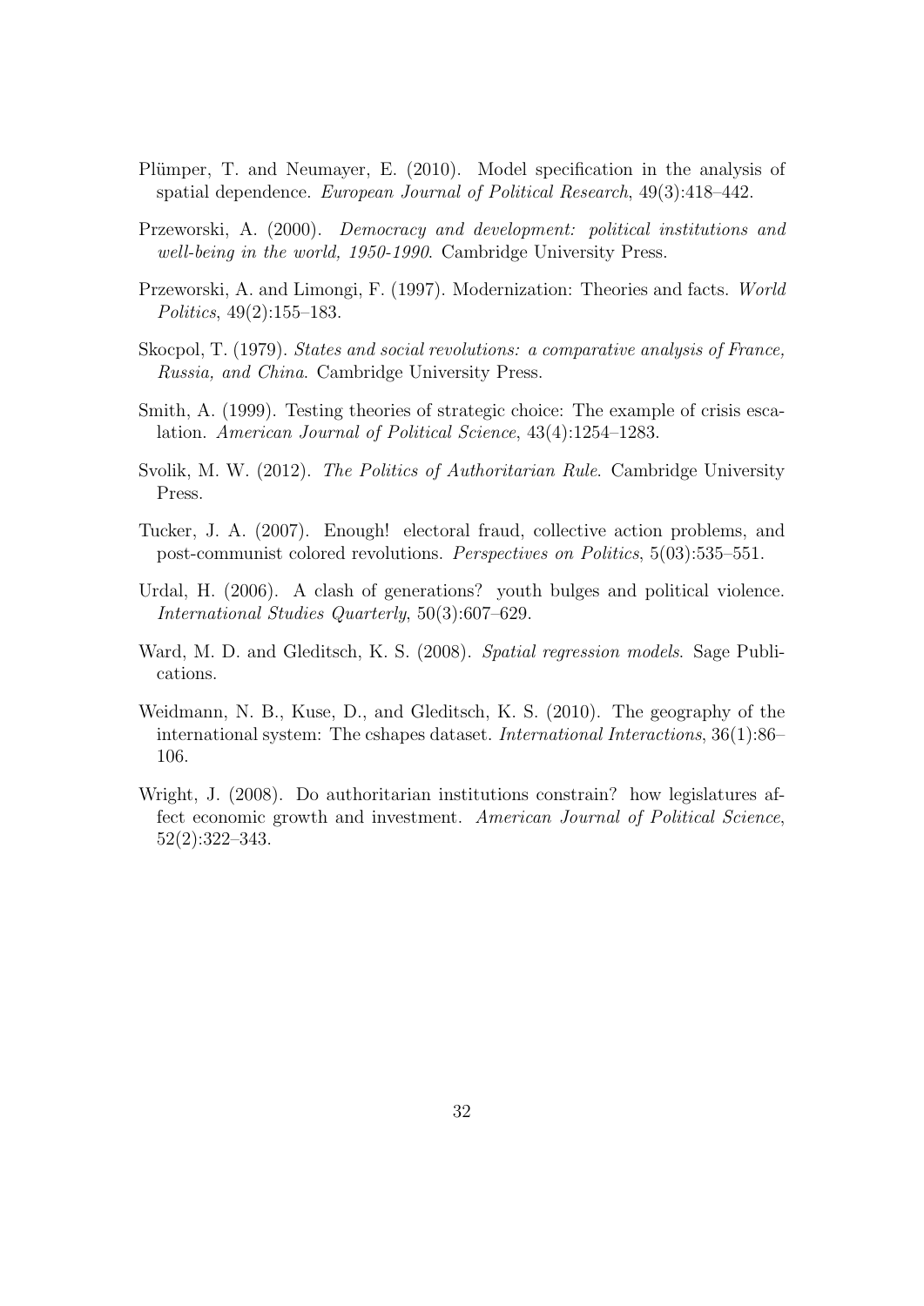Plümper, T. and Neumayer, E. (2010). Model specification in the analysis of spatial dependence. *European Journal of Political Research*, 49(3):418–442.

Przeworski, A. (2000). *Democracy and development: political institutions and well-being in the world, 1950-1990*. Cambridge University Press.

Przeworski, A. and Limongi, F. (1997). Modernization: Theories and facts. *World Politics*, 49(2):155–183.

Skocpol, T. (1979). *States and social revolutions: a comparative analysis of France, Russia, and China*. Cambridge University Press.

Smith, A. (1999). Testing theories of strategic choice: The example of crisis escalation. *American Journal of Political Science*, 43(4):1254–1283.

Svolik, M. W. (2012). *The Politics of Authoritarian Rule*. Cambridge University Press.

Tucker, J. A. (2007). Enough! electoral fraud, collective action problems, and post-communist colored revolutions. *Perspectives on Politics*, 5(03):535–551.

Urdal, H. (2006). A clash of generations? youth bulges and political violence. *International Studies Quarterly*, 50(3):607–629.

Ward, M. D. and Gleditsch, K. S. (2008). *Spatial regression models*. Sage Publications.

Weidmann, N. B., Kuse, D., and Gleditsch, K. S. (2010). The geography of the international system: The cshapes dataset. *International Interactions*, 36(1):86–106.

Wright, J. (2008). Do authoritarian institutions constrain? how legislatures affect economic growth and investment. *American Journal of Political Science*, 52(2):322–343.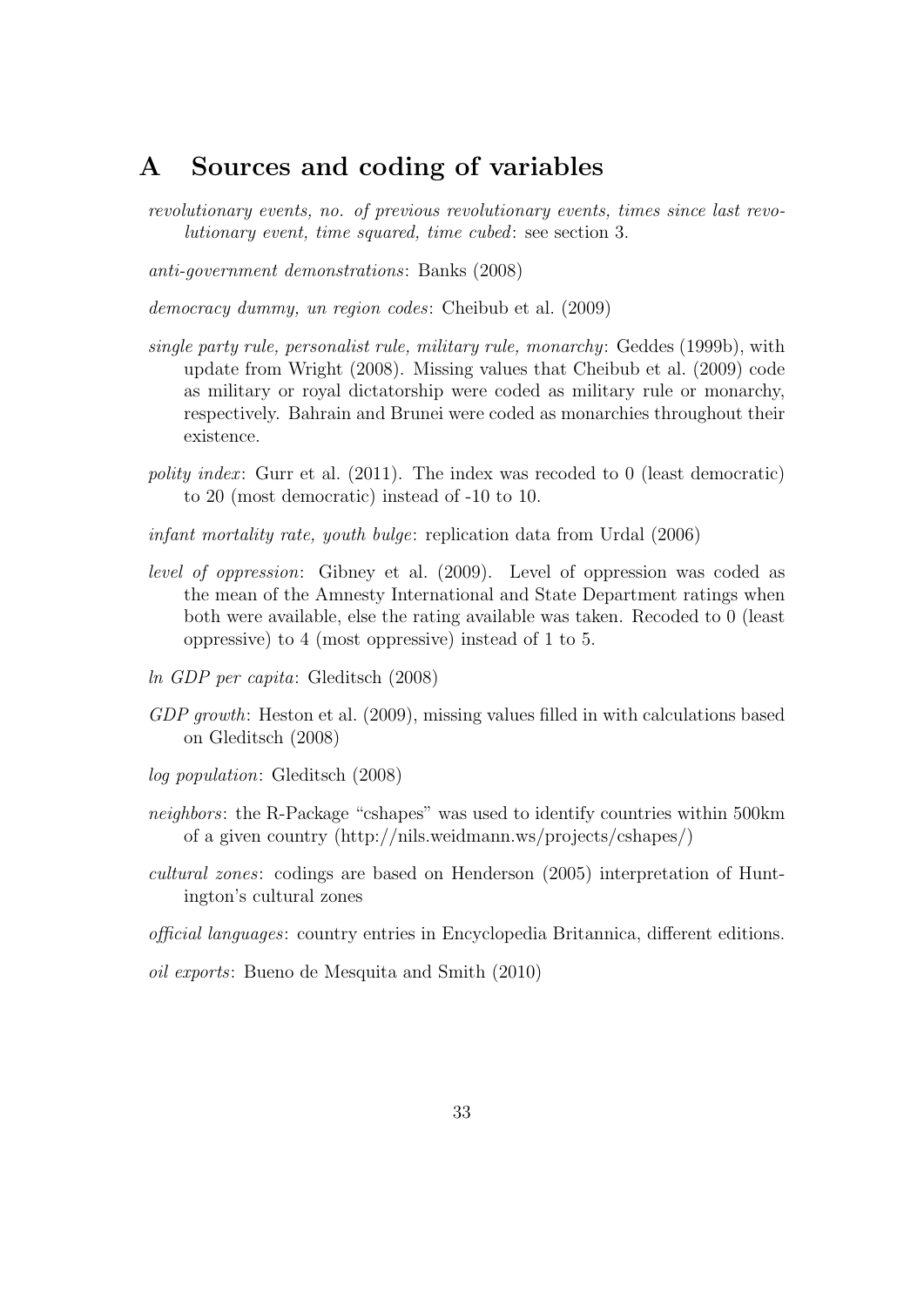# A Sources and coding of variables

*revolutionary events, no. of previous revolutionary events, times since last revolutionary event, time squared, time cubed*: see section 3.

*anti-government demonstrations*: Banks (2008)

*democracy dummy, un region codes*: Cheibub et al. (2009)

*single party rule, personalist rule, military rule, monarchy*: Geddes (1999b), with update from Wright (2008). Missing values that Cheibub et al. (2009) code as military or royal dictatorship were coded as military rule or monarchy, respectively. Bahrain and Brunei were coded as monarchies throughout their existence.

*polity index*: Gurr et al. (2011). The index was recoded to 0 (least democratic) to 20 (most democratic) instead of -10 to 10.

*infant mortality rate, youth bulge*: replication data from Urdal (2006)

*level of oppression*: Gibney et al. (2009). Level of oppression was coded as the mean of the Amnesty International and State Department ratings when both were available, else the rating available was taken. Recoded to 0 (least oppressive) to 4 (most oppressive) instead of 1 to 5.

*ln GDP per capita*: Gleditsch (2008)

*GDP growth*: Heston et al. (2009), missing values filled in with calculations based on Gleditsch (2008)

*log population*: Gleditsch (2008)

*neighbors*: the R-Package "cshapes" was used to identify countries within 500km of a given country (http://nils.weidmann.ws/projects/cshapes/)

*cultural zones*: codings are based on Henderson (2005) interpretation of Huntington's cultural zones

*official languages*: country entries in Encyclopedia Britannica, different editions.

*oil exports*: Bueno de Mesquita and Smith (2010)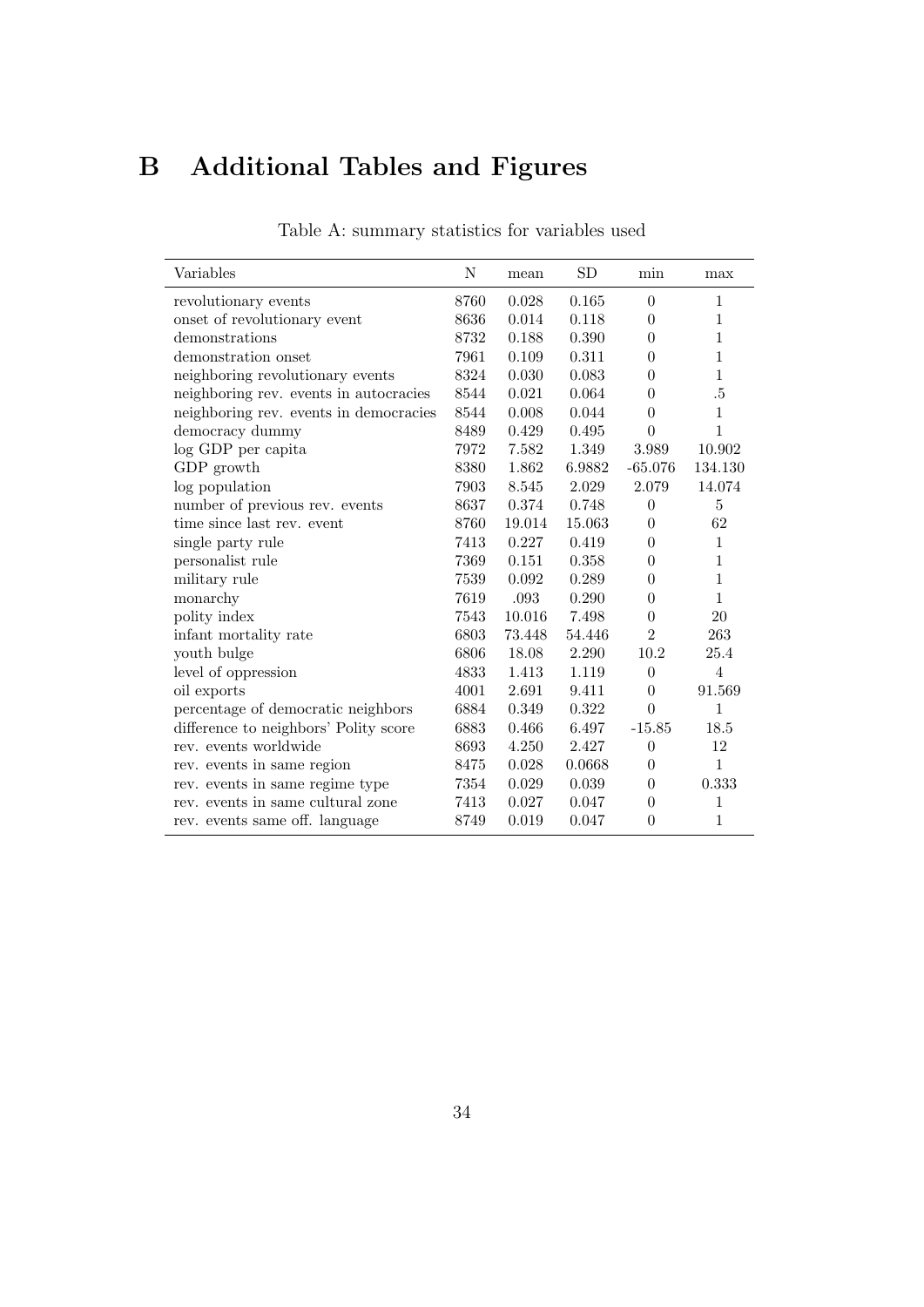# B Additional Tables and Figures

Table A: summary statistics for variables used

| Variables | N | mean | SD | min | max |
|---|---|---|---|---|---|
| revolutionary events | 8760 | 0.028 | 0.165 | 0 | 1 |
| onset of revolutionary event | 8636 | 0.014 | 0.118 | 0 | 1 |
| demonstrations | 8732 | 0.188 | 0.390 | 0 | 1 |
| demonstration onset | 7961 | 0.109 | 0.311 | 0 | 1 |
| neighboring revolutionary events | 8324 | 0.030 | 0.083 | 0 | 1 |
| neighboring rev. events in autocracies | 8544 | 0.021 | 0.064 | 0 | .5 |
| neighboring rev. events in democracies | 8544 | 0.008 | 0.044 | 0 | 1 |
| democracy dummy | 8489 | 0.429 | 0.495 | 0 | 1 |
| log GDP per capita | 7972 | 7.582 | 1.349 | 3.989 | 10.902 |
| GDP growth | 8380 | 1.862 | 6.9882 | -65.076 | 134.130 |
| log population | 7903 | 8.545 | 2.029 | 2.079 | 14.074 |
| number of previous rev. events | 8637 | 0.374 | 0.748 | 0 | 5 |
| time since last rev. event | 8760 | 19.014 | 15.063 | 0 | 62 |
| single party rule | 7413 | 0.227 | 0.419 | 0 | 1 |
| personalist rule | 7369 | 0.151 | 0.358 | 0 | 1 |
| military rule | 7539 | 0.092 | 0.289 | 0 | 1 |
| monarchy | 7619 | .093 | 0.290 | 0 | 1 |
| polity index | 7543 | 10.016 | 7.498 | 0 | 20 |
| infant mortality rate | 6803 | 73.448 | 54.446 | 2 | 263 |
| youth bulge | 6806 | 18.08 | 2.290 | 10.2 | 25.4 |
| level of oppression | 4833 | 1.413 | 1.119 | 0 | 4 |
| oil exports | 4001 | 2.691 | 9.411 | 0 | 91.569 |
| percentage of democratic neighbors | 6884 | 0.349 | 0.322 | 0 | 1 |
| difference to neighbors' Polity score | 6883 | 0.466 | 6.497 | -15.85 | 18.5 |
| rev. events worldwide | 8693 | 4.250 | 2.427 | 0 | 12 |
| rev. events in same region | 8475 | 0.028 | 0.0668 | 0 | 1 |
| rev. events in same regime type | 7354 | 0.029 | 0.039 | 0 | 0.333 |
| rev. events in same cultural zone | 7413 | 0.027 | 0.047 | 0 | 1 |
| rev. events same off. language | 8749 | 0.019 | 0.047 | 0 | 1 |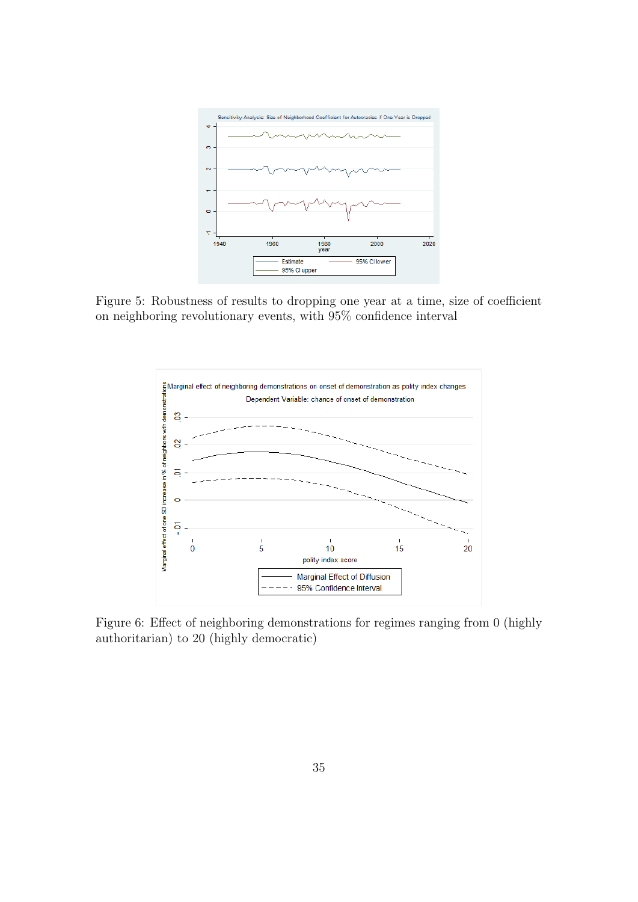Figure 5: Robustness of results to dropping one year at a time, size of coefficient on neighboring revolutionary events, with 95% confidence interval

Figure 6: Effect of neighboring demonstrations for regimes ranging from 0 (highly authoritarian) to 20 (highly democratic)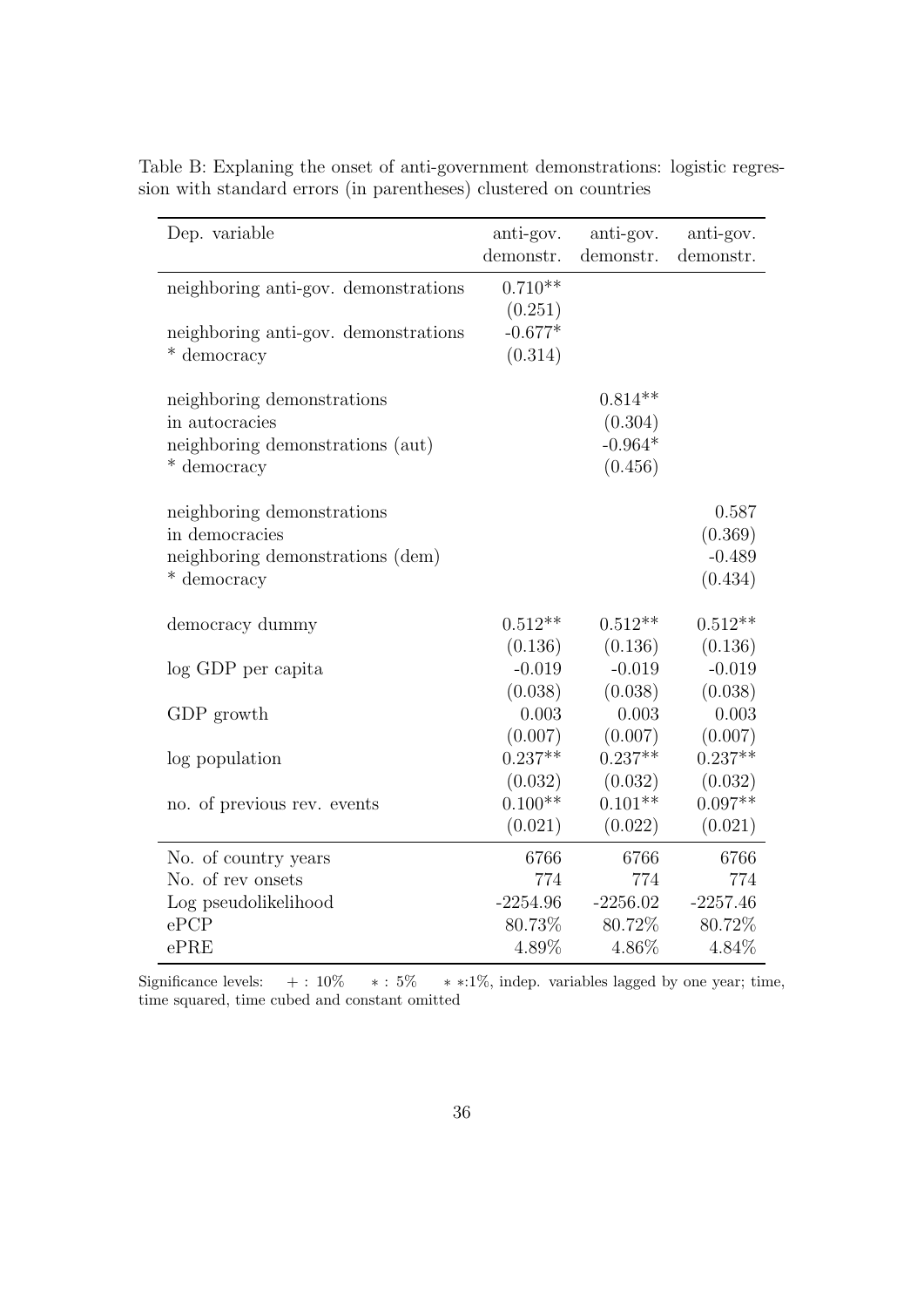Table B: Explaning the onset of anti-government demonstrations: logistic regression with standard errors (in parentheses) clustered on countries

| Dep. variable | anti-gov. demonstr. | anti-gov. demonstr. | anti-gov. demonstr. |
|---|---|---|---|
| neighboring anti-gov. demonstrations | 0.710** | | |
| | (0.251) | | |
| neighboring anti-gov. demonstrations * democracy | -0.677* | | |
| | (0.314) | | |
| neighboring demonstrations in autocracies | | 0.814** | |
| | | (0.304) | |
| neighboring demonstrations (aut) * democracy | | -0.964* | |
| | | (0.456) | |
| neighboring demonstrations in democracies | | | 0.587 |
| | | | (0.369) |
| neighboring demonstrations (dem) * democracy | | | -0.489 |
| | | | (0.434) |
| democracy dummy | 0.512** | 0.512** | 0.512** |
| | (0.136) | (0.136) | (0.136) |
| log GDP per capita | -0.019 | -0.019 | -0.019 |
| | (0.038) | (0.038) | (0.038) |
| GDP growth | 0.003 | 0.003 | 0.003 |
| | (0.007) | (0.007) | (0.007) |
| log population | 0.237** | 0.237** | 0.237** |
| | (0.032) | (0.032) | (0.032) |
| no. of previous rev. events | 0.100** | 0.101** | 0.097** |
| | (0.021) | (0.022) | (0.021) |
| No. of country years | 6766 | 6766 | 6766 |
| No. of rev onsets | 774 | 774 | 774 |
| Log pseudolikelihood | -2254.96 | -2256.02 | -2257.46 |
| ePCP | 80.73% | 80.72% | 80.72% |
| ePRE | 4.89% | 4.86% | 4.84% |

Significance levels: + : 10% * : 5% * *:1%, indep. variables lagged by one year; time, time squared, time cubed and constant omitted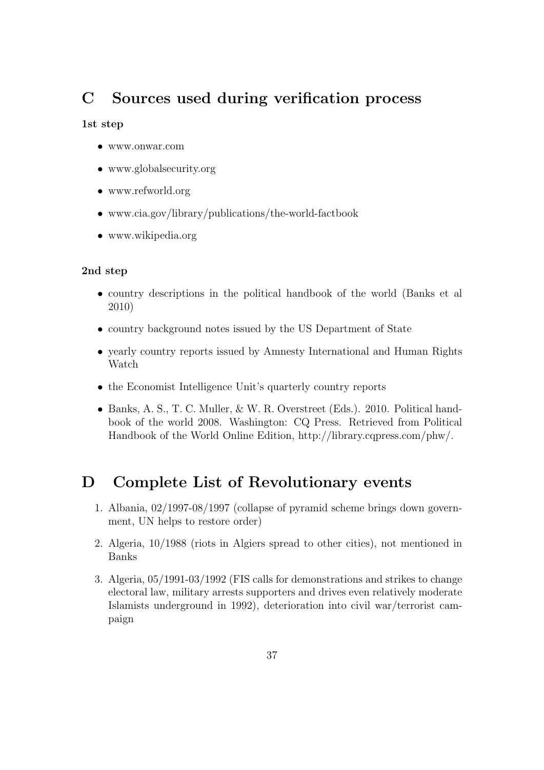# C Sources used during verification process

**1st step**

- www.onwar.com
- www.globalsecurity.org
- www.refworld.org
- www.cia.gov/library/publications/the-world-factbook
- www.wikipedia.org

**2nd step**

- country descriptions in the political handbook of the world (Banks et al 2010)
- country background notes issued by the US Department of State
- yearly country reports issued by Amnesty International and Human Rights Watch
- the Economist Intelligence Unit's quarterly country reports
- Banks, A. S., T. C. Muller, & W. R. Overstreet (Eds.). 2010. Political handbook of the world 2008. Washington: CQ Press. Retrieved from Political Handbook of the World Online Edition, http://library.cqpress.com/phw/.

# D Complete List of Revolutionary events

1. Albania, 02/1997-08/1997 (collapse of pyramid scheme brings down government, UN helps to restore order)
2. Algeria, 10/1988 (riots in Algiers spread to other cities), not mentioned in Banks
3. Algeria, 05/1991-03/1992 (FIS calls for demonstrations and strikes to change electoral law, military arrests supporters and drives even relatively moderate Islamists underground in 1992), deterioration into civil war/terrorist campaign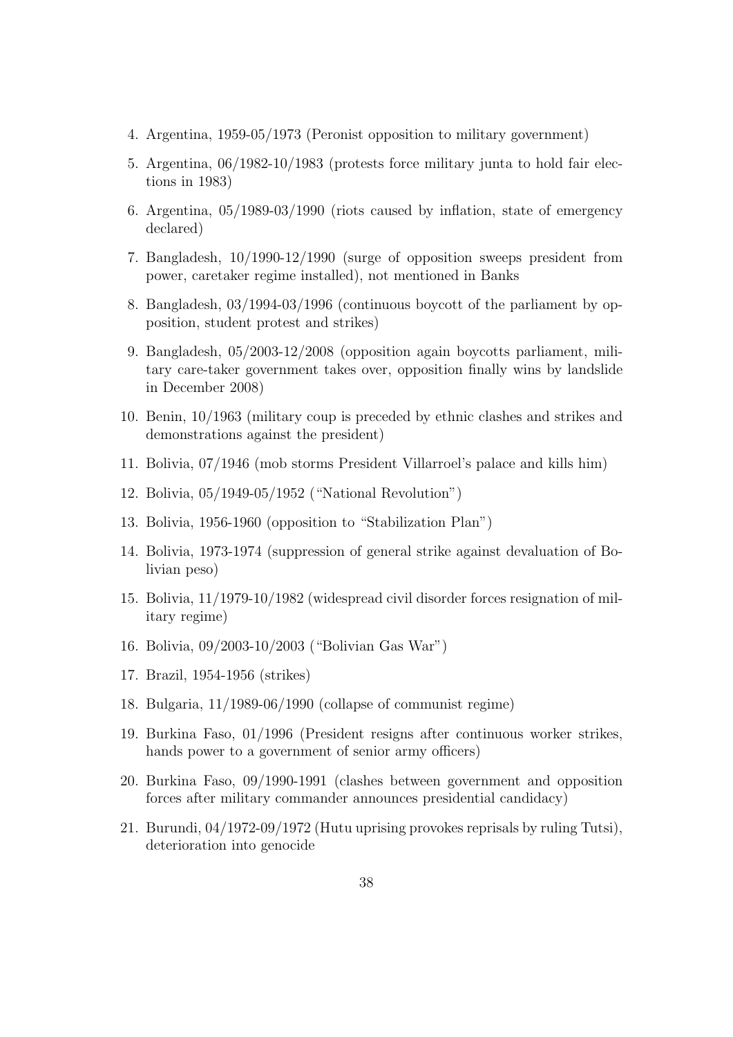4. Argentina, 1959-05/1973 (Peronist opposition to military government)
5. Argentina, 06/1982-10/1983 (protests force military junta to hold fair elections in 1983)
6. Argentina, 05/1989-03/1990 (riots caused by inflation, state of emergency declared)
7. Bangladesh, 10/1990-12/1990 (surge of opposition sweeps president from power, caretaker regime installed), not mentioned in Banks
8. Bangladesh, 03/1994-03/1996 (continuous boycott of the parliament by opposition, student protest and strikes)
9. Bangladesh, 05/2003-12/2008 (opposition again boycotts parliament, military care-taker government takes over, opposition finally wins by landslide in December 2008)
10. Benin, 10/1963 (military coup is preceded by ethnic clashes and strikes and demonstrations against the president)
11. Bolivia, 07/1946 (mob storms President Villarroel's palace and kills him)
12. Bolivia, 05/1949-05/1952 ("National Revolution")
13. Bolivia, 1956-1960 (opposition to "Stabilization Plan")
14. Bolivia, 1973-1974 (suppression of general strike against devaluation of Bolivian peso)
15. Bolivia, 11/1979-10/1982 (widespread civil disorder forces resignation of military regime)
16. Bolivia, 09/2003-10/2003 ("Bolivian Gas War")
17. Brazil, 1954-1956 (strikes)
18. Bulgaria, 11/1989-06/1990 (collapse of communist regime)
19. Burkina Faso, 01/1996 (President resigns after continuous worker strikes, hands power to a government of senior army officers)
20. Burkina Faso, 09/1990-1991 (clashes between government and opposition forces after military commander announces presidential candidacy)
21. Burundi, 04/1972-09/1972 (Hutu uprising provokes reprisals by ruling Tutsi), deterioration into genocide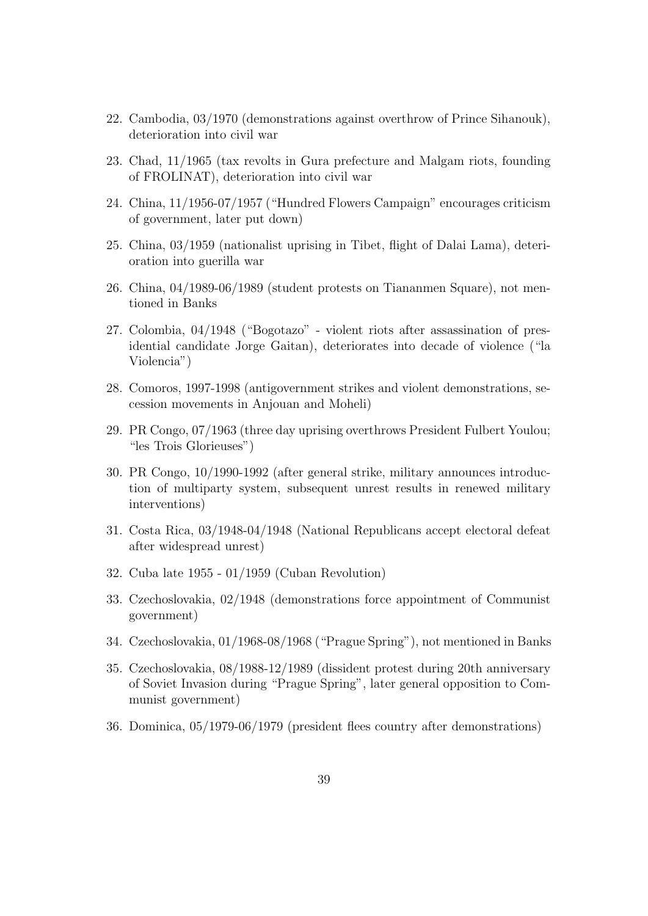22. Cambodia, 03/1970 (demonstrations against overthrow of Prince Sihanouk), deterioration into civil war

23. Chad, 11/1965 (tax revolts in Gura prefecture and Malgam riots, founding of FROLINAT), deterioration into civil war

24. China, 11/1956-07/1957 ("Hundred Flowers Campaign" encourages criticism of government, later put down)

25. China, 03/1959 (nationalist uprising in Tibet, flight of Dalai Lama), deterioration into guerilla war

26. China, 04/1989-06/1989 (student protests on Tiananmen Square), not mentioned in Banks

27. Colombia, 04/1948 ("Bogotazo" - violent riots after assassination of presidential candidate Jorge Gaitan), deteriorates into decade of violence ("la Violencia")

28. Comoros, 1997-1998 (antigovernment strikes and violent demonstrations, secession movements in Anjouan and Moheli)

29. PR Congo, 07/1963 (three day uprising overthrows President Fulbert Youlou; "les Trois Glorieuses")

30. PR Congo, 10/1990-1992 (after general strike, military announces introduction of multiparty system, subsequent unrest results in renewed military interventions)

31. Costa Rica, 03/1948-04/1948 (National Republicans accept electoral defeat after widespread unrest)

32. Cuba late 1955 - 01/1959 (Cuban Revolution)

33. Czechoslovakia, 02/1948 (demonstrations force appointment of Communist government)

34. Czechoslovakia, 01/1968-08/1968 ("Prague Spring"), not mentioned in Banks

35. Czechoslovakia, 08/1988-12/1989 (dissident protest during 20th anniversary of Soviet Invasion during "Prague Spring", later general opposition to Communist government)

36. Dominica, 05/1979-06/1979 (president flees country after demonstrations)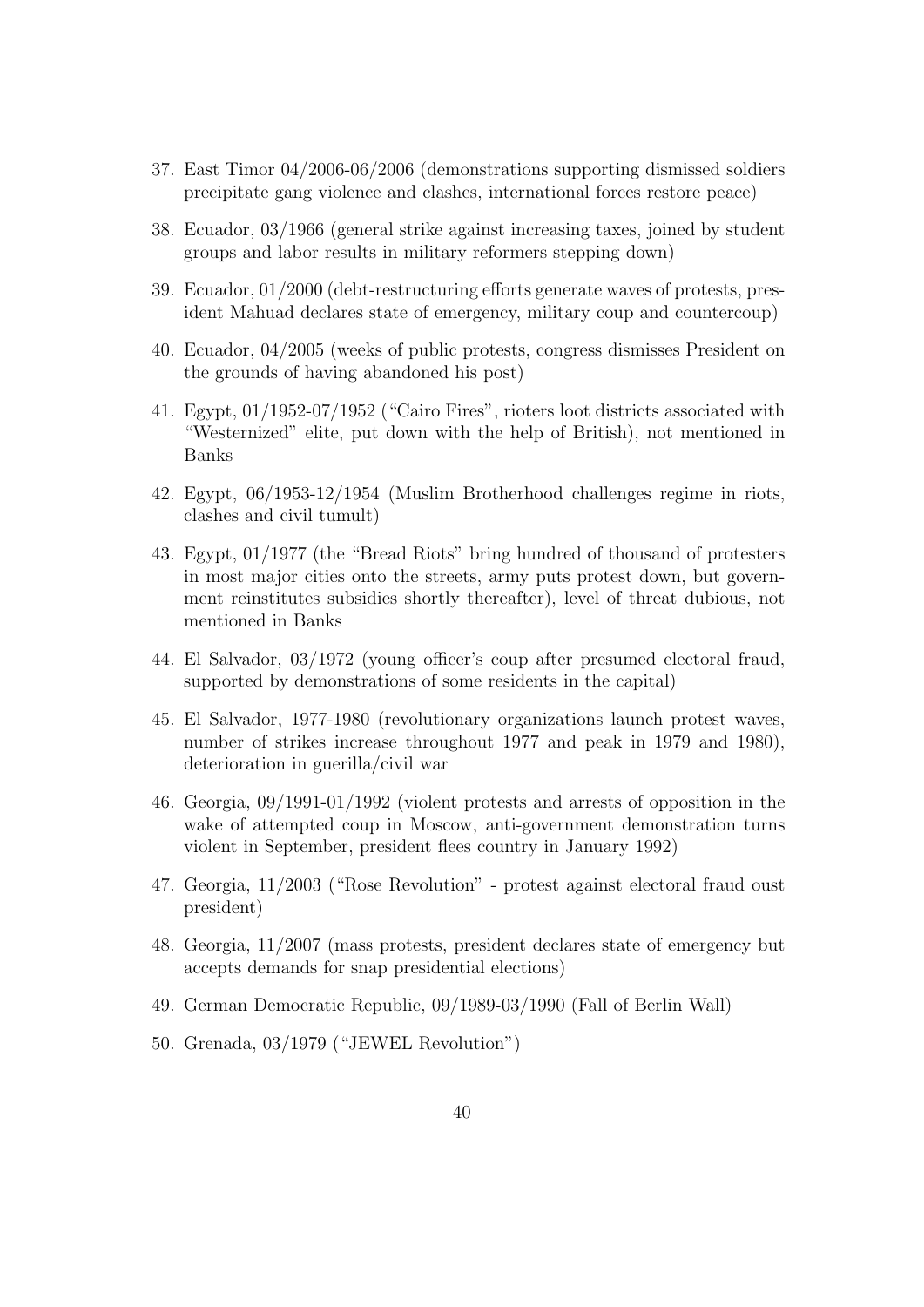37. East Timor 04/2006-06/2006 (demonstrations supporting dismissed soldiers precipitate gang violence and clashes, international forces restore peace)

38. Ecuador, 03/1966 (general strike against increasing taxes, joined by student groups and labor results in military reformers stepping down)

39. Ecuador, 01/2000 (debt-restructuring efforts generate waves of protests, president Mahuad declares state of emergency, military coup and countercoup)

40. Ecuador, 04/2005 (weeks of public protests, congress dismisses President on the grounds of having abandoned his post)

41. Egypt, 01/1952-07/1952 ("Cairo Fires", rioters loot districts associated with "Westernized" elite, put down with the help of British), not mentioned in Banks

42. Egypt, 06/1953-12/1954 (Muslim Brotherhood challenges regime in riots, clashes and civil tumult)

43. Egypt, 01/1977 (the "Bread Riots" bring hundred of thousand of protesters in most major cities onto the streets, army puts protest down, but government reinstitutes subsidies shortly thereafter), level of threat dubious, not mentioned in Banks

44. El Salvador, 03/1972 (young officer's coup after presumed electoral fraud, supported by demonstrations of some residents in the capital)

45. El Salvador, 1977-1980 (revolutionary organizations launch protest waves, number of strikes increase throughout 1977 and peak in 1979 and 1980), deterioration in guerilla/civil war

46. Georgia, 09/1991-01/1992 (violent protests and arrests of opposition in the wake of attempted coup in Moscow, anti-government demonstration turns violent in September, president flees country in January 1992)

47. Georgia, 11/2003 ("Rose Revolution" - protest against electoral fraud oust president)

48. Georgia, 11/2007 (mass protests, president declares state of emergency but accepts demands for snap presidential elections)

49. German Democratic Republic, 09/1989-03/1990 (Fall of Berlin Wall)

50. Grenada, 03/1979 ("JEWEL Revolution")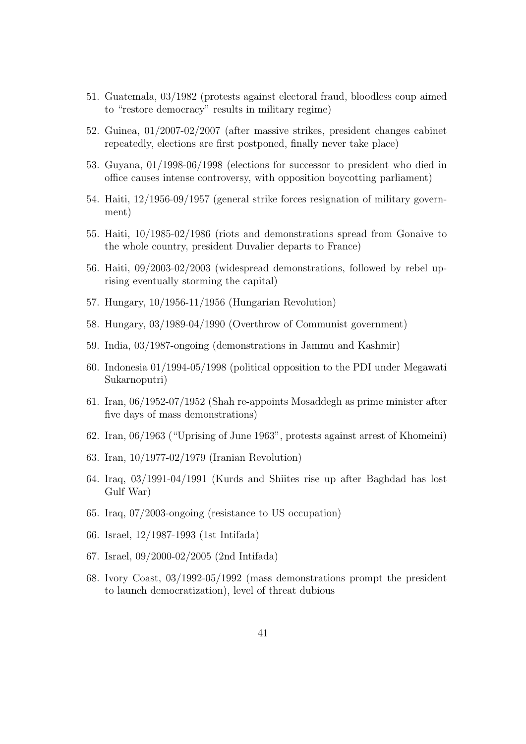51. Guatemala, 03/1982 (protests against electoral fraud, bloodless coup aimed to "restore democracy" results in military regime)
52. Guinea, 01/2007-02/2007 (after massive strikes, president changes cabinet repeatedly, elections are first postponed, finally never take place)
53. Guyana, 01/1998-06/1998 (elections for successor to president who died in office causes intense controversy, with opposition boycotting parliament)
54. Haiti, 12/1956-09/1957 (general strike forces resignation of military government)
55. Haiti, 10/1985-02/1986 (riots and demonstrations spread from Gonaive to the whole country, president Duvalier departs to France)
56. Haiti, 09/2003-02/2003 (widespread demonstrations, followed by rebel uprising eventually storming the capital)
57. Hungary, 10/1956-11/1956 (Hungarian Revolution)
58. Hungary, 03/1989-04/1990 (Overthrow of Communist government)
59. India, 03/1987-ongoing (demonstrations in Jammu and Kashmir)
60. Indonesia 01/1994-05/1998 (political opposition to the PDI under Megawati Sukarnoputri)
61. Iran, 06/1952-07/1952 (Shah re-appoints Mosaddegh as prime minister after five days of mass demonstrations)
62. Iran, 06/1963 ("Uprising of June 1963", protests against arrest of Khomeini)
63. Iran, 10/1977-02/1979 (Iranian Revolution)
64. Iraq, 03/1991-04/1991 (Kurds and Shiites rise up after Baghdad has lost Gulf War)
65. Iraq, 07/2003-ongoing (resistance to US occupation)
66. Israel, 12/1987-1993 (1st Intifada)
67. Israel, 09/2000-02/2005 (2nd Intifada)
68. Ivory Coast, 03/1992-05/1992 (mass demonstrations prompt the president to launch democratization), level of threat dubious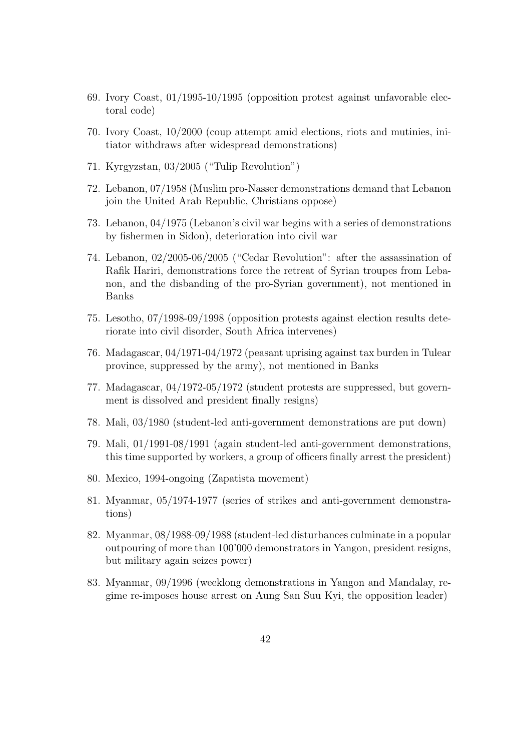69. Ivory Coast, 01/1995-10/1995 (opposition protest against unfavorable electoral code)
70. Ivory Coast, 10/2000 (coup attempt amid elections, riots and mutinies, initiator withdraws after widespread demonstrations)
71. Kyrgyzstan, 03/2005 ("Tulip Revolution")
72. Lebanon, 07/1958 (Muslim pro-Nasser demonstrations demand that Lebanon join the United Arab Republic, Christians oppose)
73. Lebanon, 04/1975 (Lebanon's civil war begins with a series of demonstrations by fishermen in Sidon), deterioration into civil war
74. Lebanon, 02/2005-06/2005 ("Cedar Revolution": after the assassination of Rafik Hariri, demonstrations force the retreat of Syrian troupes from Lebanon, and the disbanding of the pro-Syrian government), not mentioned in Banks
75. Lesotho, 07/1998-09/1998 (opposition protests against election results deteriorate into civil disorder, South Africa intervenes)
76. Madagascar, 04/1971-04/1972 (peasant uprising against tax burden in Tulear province, suppressed by the army), not mentioned in Banks
77. Madagascar, 04/1972-05/1972 (student protests are suppressed, but government is dissolved and president finally resigns)
78. Mali, 03/1980 (student-led anti-government demonstrations are put down)
79. Mali, 01/1991-08/1991 (again student-led anti-government demonstrations, this time supported by workers, a group of officers finally arrest the president)
80. Mexico, 1994-ongoing (Zapatista movement)
81. Myanmar, 05/1974-1977 (series of strikes and anti-government demonstrations)
82. Myanmar, 08/1988-09/1988 (student-led disturbances culminate in a popular outpouring of more than 100'000 demonstrators in Yangon, president resigns, but military again seizes power)
83. Myanmar, 09/1996 (weeklong demonstrations in Yangon and Mandalay, regime re-imposes house arrest on Aung San Suu Kyi, the opposition leader)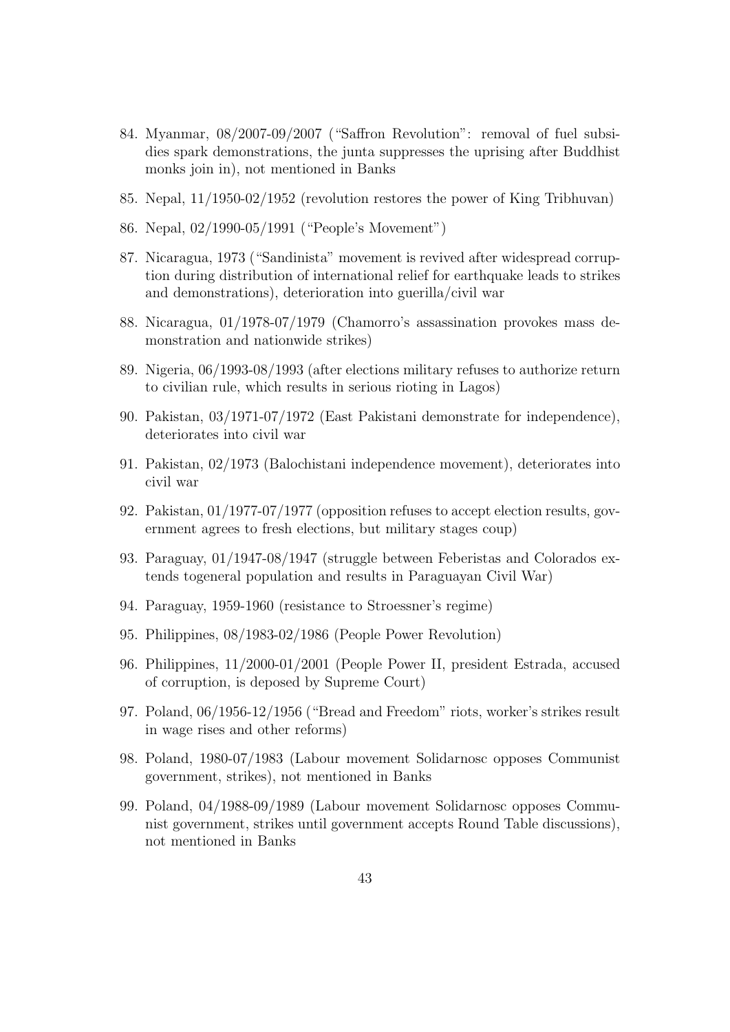84. Myanmar, 08/2007-09/2007 ("Saffron Revolution": removal of fuel subsidies spark demonstrations, the junta suppresses the uprising after Buddhist monks join in), not mentioned in Banks

85. Nepal, 11/1950-02/1952 (revolution restores the power of King Tribhuvan)

86. Nepal, 02/1990-05/1991 ("People's Movement")

87. Nicaragua, 1973 ("Sandinista" movement is revived after widespread corruption during distribution of international relief for earthquake leads to strikes and demonstrations), deterioration into guerilla/civil war

88. Nicaragua, 01/1978-07/1979 (Chamorro's assassination provokes mass demonstration and nationwide strikes)

89. Nigeria, 06/1993-08/1993 (after elections military refuses to authorize return to civilian rule, which results in serious rioting in Lagos)

90. Pakistan, 03/1971-07/1972 (East Pakistani demonstrate for independence), deteriorates into civil war

91. Pakistan, 02/1973 (Balochistani independence movement), deteriorates into civil war

92. Pakistan, 01/1977-07/1977 (opposition refuses to accept election results, government agrees to fresh elections, but military stages coup)

93. Paraguay, 01/1947-08/1947 (struggle between Feberistas and Colorados extends togeneral population and results in Paraguayan Civil War)

94. Paraguay, 1959-1960 (resistance to Stroessner's regime)

95. Philippines, 08/1983-02/1986 (People Power Revolution)

96. Philippines, 11/2000-01/2001 (People Power II, president Estrada, accused of corruption, is deposed by Supreme Court)

97. Poland, 06/1956-12/1956 ("Bread and Freedom" riots, worker's strikes result in wage rises and other reforms)

98. Poland, 1980-07/1983 (Labour movement Solidarnosc opposes Communist government, strikes), not mentioned in Banks

99. Poland, 04/1988-09/1989 (Labour movement Solidarnosc opposes Communist government, strikes until government accepts Round Table discussions), not mentioned in Banks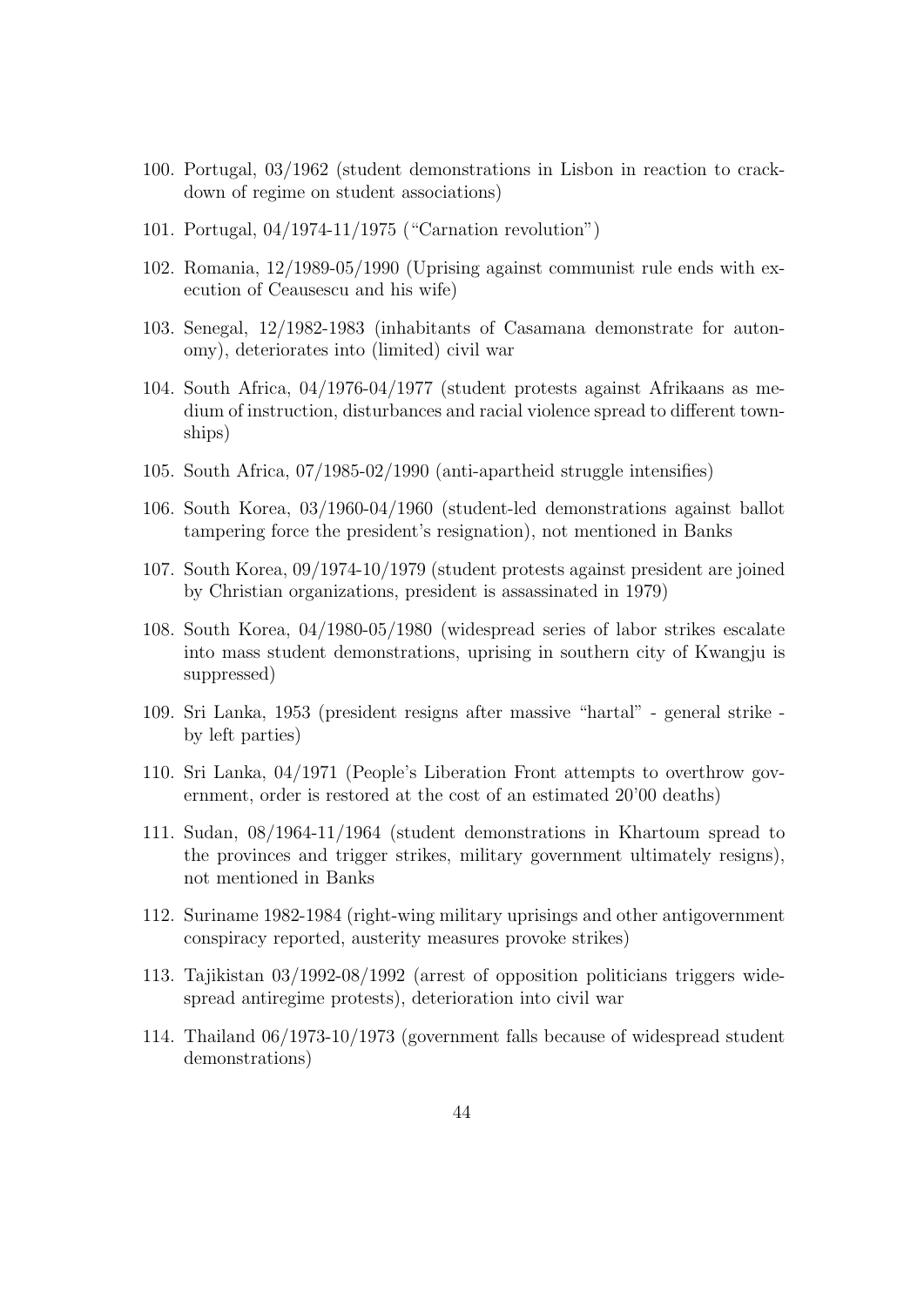100. Portugal, 03/1962 (student demonstrations in Lisbon in reaction to crackdown of regime on student associations)

101. Portugal, 04/1974-11/1975 ("Carnation revolution")

102. Romania, 12/1989-05/1990 (Uprising against communist rule ends with execution of Ceausescu and his wife)

103. Senegal, 12/1982-1983 (inhabitants of Casamana demonstrate for autonomy), deteriorates into (limited) civil war

104. South Africa, 04/1976-04/1977 (student protests against Afrikaans as medium of instruction, disturbances and racial violence spread to different townships)

105. South Africa, 07/1985-02/1990 (anti-apartheid struggle intensifies)

106. South Korea, 03/1960-04/1960 (student-led demonstrations against ballot tampering force the president's resignation), not mentioned in Banks

107. South Korea, 09/1974-10/1979 (student protests against president are joined by Christian organizations, president is assassinated in 1979)

108. South Korea, 04/1980-05/1980 (widespread series of labor strikes escalate into mass student demonstrations, uprising in southern city of Kwangju is suppressed)

109. Sri Lanka, 1953 (president resigns after massive "hartal" - general strike - by left parties)

110. Sri Lanka, 04/1971 (People's Liberation Front attempts to overthrow government, order is restored at the cost of an estimated 20'00 deaths)

111. Sudan, 08/1964-11/1964 (student demonstrations in Khartoum spread to the provinces and trigger strikes, military government ultimately resigns), not mentioned in Banks

112. Suriname 1982-1984 (right-wing military uprisings and other antigovernment conspiracy reported, austerity measures provoke strikes)

113. Tajikistan 03/1992-08/1992 (arrest of opposition politicians triggers widespread antiregime protests), deterioration into civil war

114. Thailand 06/1973-10/1973 (government falls because of widespread student demonstrations)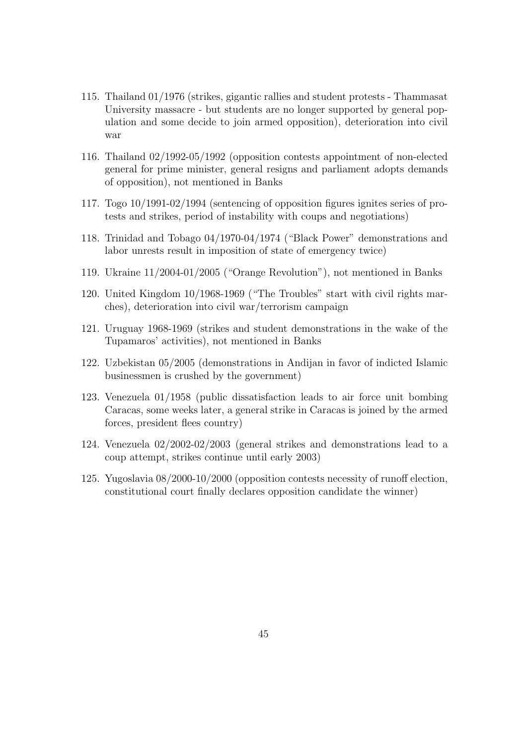115. Thailand 01/1976 (strikes, gigantic rallies and student protests - Thammasat University massacre - but students are no longer supported by general population and some decide to join armed opposition), deterioration into civil war

116. Thailand 02/1992-05/1992 (opposition contests appointment of non-elected general for prime minister, general resigns and parliament adopts demands of opposition), not mentioned in Banks

117. Togo 10/1991-02/1994 (sentencing of opposition figures ignites series of protests and strikes, period of instability with coups and negotiations)

118. Trinidad and Tobago 04/1970-04/1974 ("Black Power" demonstrations and labor unrests result in imposition of state of emergency twice)

119. Ukraine 11/2004-01/2005 ("Orange Revolution"), not mentioned in Banks

120. United Kingdom 10/1968-1969 ("The Troubles" start with civil rights marches), deterioration into civil war/terrorism campaign

121. Uruguay 1968-1969 (strikes and student demonstrations in the wake of the Tupamaros' activities), not mentioned in Banks

122. Uzbekistan 05/2005 (demonstrations in Andijan in favor of indicted Islamic businessmen is crushed by the government)

123. Venezuela 01/1958 (public dissatisfaction leads to air force unit bombing Caracas, some weeks later, a general strike in Caracas is joined by the armed forces, president flees country)

124. Venezuela 02/2002-02/2003 (general strikes and demonstrations lead to a coup attempt, strikes continue until early 2003)

125. Yugoslavia 08/2000-10/2000 (opposition contests necessity of runoff election, constitutional court finally declares opposition candidate the winner)